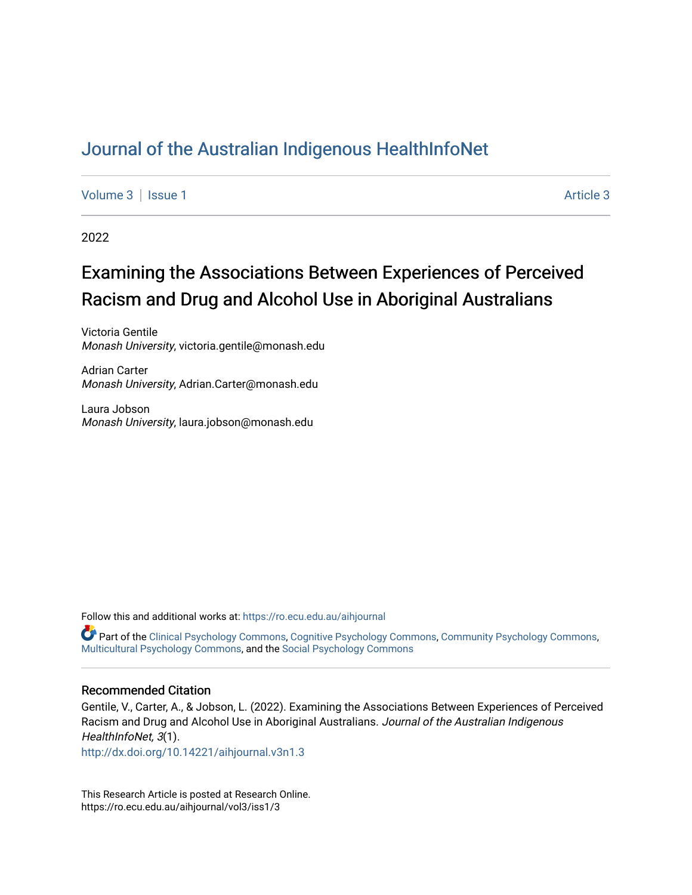# Journal of the Australian Indigenous HealthInfoNet

Volume 3 | Issue 1 Article 3

2022

## Examining the Associations Between Experiences of Perceived Racism and Drug and Alcohol Use in Aboriginal Australians

Victoria Gentile
*Monash University*, victoria.gentile@monash.edu

Adrian Carter
*Monash University*, Adrian.Carter@monash.edu

Laura Jobson
*Monash University*, laura.jobson@monash.edu

Follow this and additional works at: https://ro.ecu.edu.au/aihjournal

Part of the Clinical Psychology Commons, Cognitive Psychology Commons, Community Psychology Commons, Multicultural Psychology Commons, and the Social Psychology Commons

### Recommended Citation

Gentile, V., Carter, A., & Jobson, L. (2022). Examining the Associations Between Experiences of Perceived Racism and Drug and Alcohol Use in Aboriginal Australians. *Journal of the Australian Indigenous HealthInfoNet, 3*(1).
http://dx.doi.org/10.14221/aihjournal.v3n1.3

This Research Article is posted at Research Online.
https://ro.ecu.edu.au/aihjournal/vol3/iss1/3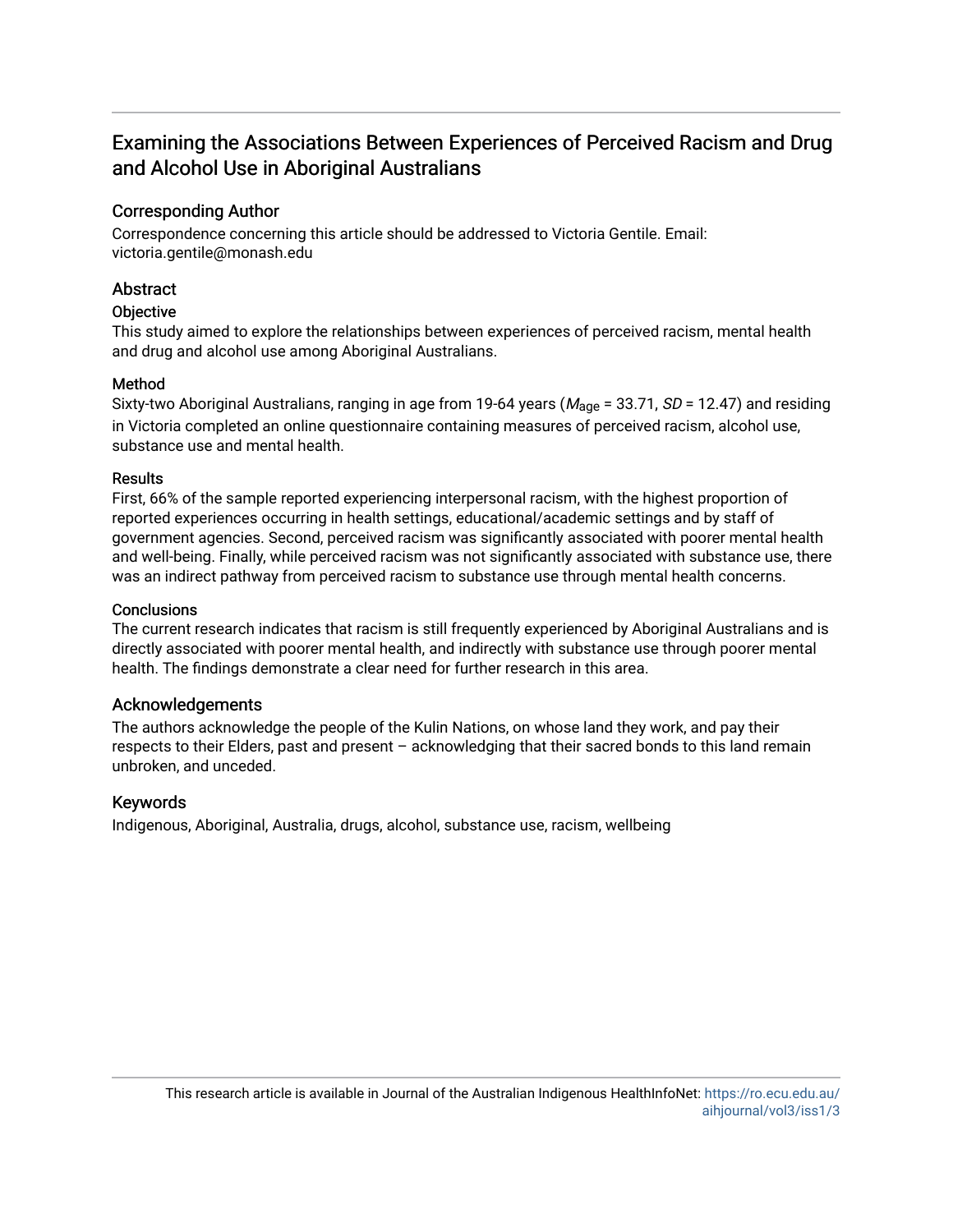# Examining the Associations Between Experiences of Perceived Racism and Drug and Alcohol Use in Aboriginal Australians

## Corresponding Author

Correspondence concerning this article should be addressed to Victoria Gentile. Email: victoria.gentile@monash.edu

## Abstract

### Objective

This study aimed to explore the relationships between experiences of perceived racism, mental health and drug and alcohol use among Aboriginal Australians.

### Method

Sixty-two Aboriginal Australians, ranging in age from 19-64 years ($M_{age}$ = 33.71, $SD$ = 12.47) and residing in Victoria completed an online questionnaire containing measures of perceived racism, alcohol use, substance use and mental health.

### Results

First, 66% of the sample reported experiencing interpersonal racism, with the highest proportion of reported experiences occurring in health settings, educational/academic settings and by staff of government agencies. Second, perceived racism was significantly associated with poorer mental health and well-being. Finally, while perceived racism was not significantly associated with substance use, there was an indirect pathway from perceived racism to substance use through mental health concerns.

### Conclusions

The current research indicates that racism is still frequently experienced by Aboriginal Australians and is directly associated with poorer mental health, and indirectly with substance use through poorer mental health. The findings demonstrate a clear need for further research in this area.

## Acknowledgements

The authors acknowledge the people of the Kulin Nations, on whose land they work, and pay their respects to their Elders, past and present – acknowledging that their sacred bonds to this land remain unbroken, and unceded.

## Keywords

Indigenous, Aboriginal, Australia, drugs, alcohol, substance use, racism, wellbeing

This research article is available in Journal of the Australian Indigenous HealthInfoNet: https://ro.ecu.edu.au/aihjournal/vol3/iss1/3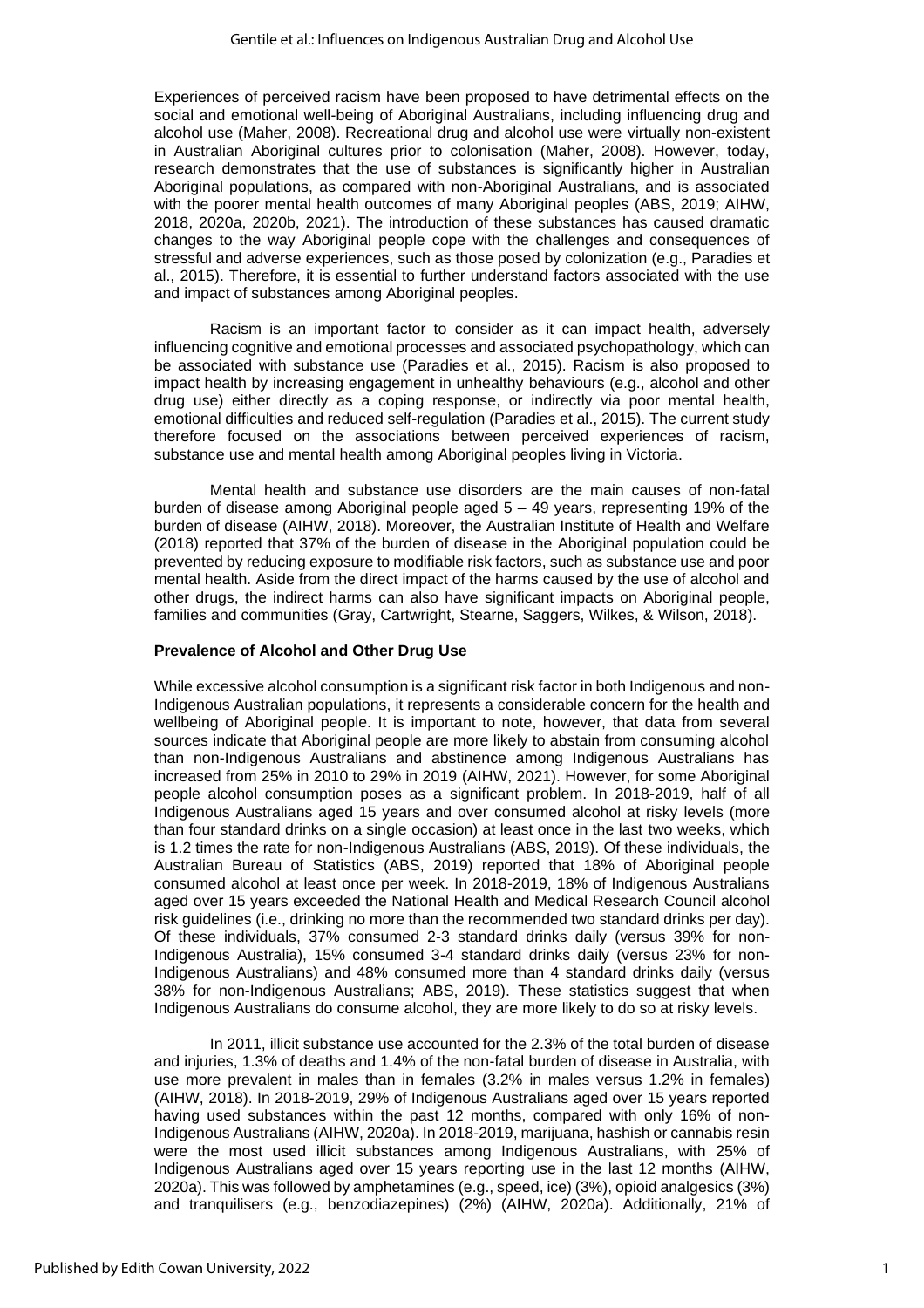Experiences of perceived racism have been proposed to have detrimental effects on the social and emotional well-being of Aboriginal Australians, including influencing drug and alcohol use (Maher, 2008). Recreational drug and alcohol use were virtually non-existent in Australian Aboriginal cultures prior to colonisation (Maher, 2008). However, today, research demonstrates that the use of substances is significantly higher in Australian Aboriginal populations, as compared with non-Aboriginal Australians, and is associated with the poorer mental health outcomes of many Aboriginal peoples (ABS, 2019; AIHW, 2018, 2020a, 2020b, 2021). The introduction of these substances has caused dramatic changes to the way Aboriginal people cope with the challenges and consequences of stressful and adverse experiences, such as those posed by colonization (e.g., Paradies et al., 2015). Therefore, it is essential to further understand factors associated with the use and impact of substances among Aboriginal peoples.

Racism is an important factor to consider as it can impact health, adversely influencing cognitive and emotional processes and associated psychopathology, which can be associated with substance use (Paradies et al., 2015). Racism is also proposed to impact health by increasing engagement in unhealthy behaviours (e.g., alcohol and other drug use) either directly as a coping response, or indirectly via poor mental health, emotional difficulties and reduced self-regulation (Paradies et al., 2015). The current study therefore focused on the associations between perceived experiences of racism, substance use and mental health among Aboriginal peoples living in Victoria.

Mental health and substance use disorders are the main causes of non-fatal burden of disease among Aboriginal people aged 5 – 49 years, representing 19% of the burden of disease (AIHW, 2018). Moreover, the Australian Institute of Health and Welfare (2018) reported that 37% of the burden of disease in the Aboriginal population could be prevented by reducing exposure to modifiable risk factors, such as substance use and poor mental health. Aside from the direct impact of the harms caused by the use of alcohol and other drugs, the indirect harms can also have significant impacts on Aboriginal people, families and communities (Gray, Cartwright, Stearne, Saggers, Wilkes, & Wilson, 2018).

## Prevalence of Alcohol and Other Drug Use

While excessive alcohol consumption is a significant risk factor in both Indigenous and non-Indigenous Australian populations, it represents a considerable concern for the health and wellbeing of Aboriginal people. It is important to note, however, that data from several sources indicate that Aboriginal people are more likely to abstain from consuming alcohol than non-Indigenous Australians and abstinence among Indigenous Australians has increased from 25% in 2010 to 29% in 2019 (AIHW, 2021). However, for some Aboriginal people alcohol consumption poses as a significant problem. In 2018-2019, half of all Indigenous Australians aged 15 years and over consumed alcohol at risky levels (more than four standard drinks on a single occasion) at least once in the last two weeks, which is 1.2 times the rate for non-Indigenous Australians (ABS, 2019). Of these individuals, the Australian Bureau of Statistics (ABS, 2019) reported that 18% of Aboriginal people consumed alcohol at least once per week. In 2018-2019, 18% of Indigenous Australians aged over 15 years exceeded the National Health and Medical Research Council alcohol risk guidelines (i.e., drinking no more than the recommended two standard drinks per day). Of these individuals, 37% consumed 2-3 standard drinks daily (versus 39% for non-Indigenous Australia), 15% consumed 3-4 standard drinks daily (versus 23% for non-Indigenous Australians) and 48% consumed more than 4 standard drinks daily (versus 38% for non-Indigenous Australians; ABS, 2019). These statistics suggest that when Indigenous Australians do consume alcohol, they are more likely to do so at risky levels.

In 2011, illicit substance use accounted for the 2.3% of the total burden of disease and injuries, 1.3% of deaths and 1.4% of the non-fatal burden of disease in Australia, with use more prevalent in males than in females (3.2% in males versus 1.2% in females) (AIHW, 2018). In 2018-2019, 29% of Indigenous Australians aged over 15 years reported having used substances within the past 12 months, compared with only 16% of non-Indigenous Australians (AIHW, 2020a). In 2018-2019, marijuana, hashish or cannabis resin were the most used illicit substances among Indigenous Australians, with 25% of Indigenous Australians aged over 15 years reporting use in the last 12 months (AIHW, 2020a). This was followed by amphetamines (e.g., speed, ice) (3%), opioid analgesics (3%) and tranquilisers (e.g., benzodiazepines) (2%) (AIHW, 2020a). Additionally, 21% of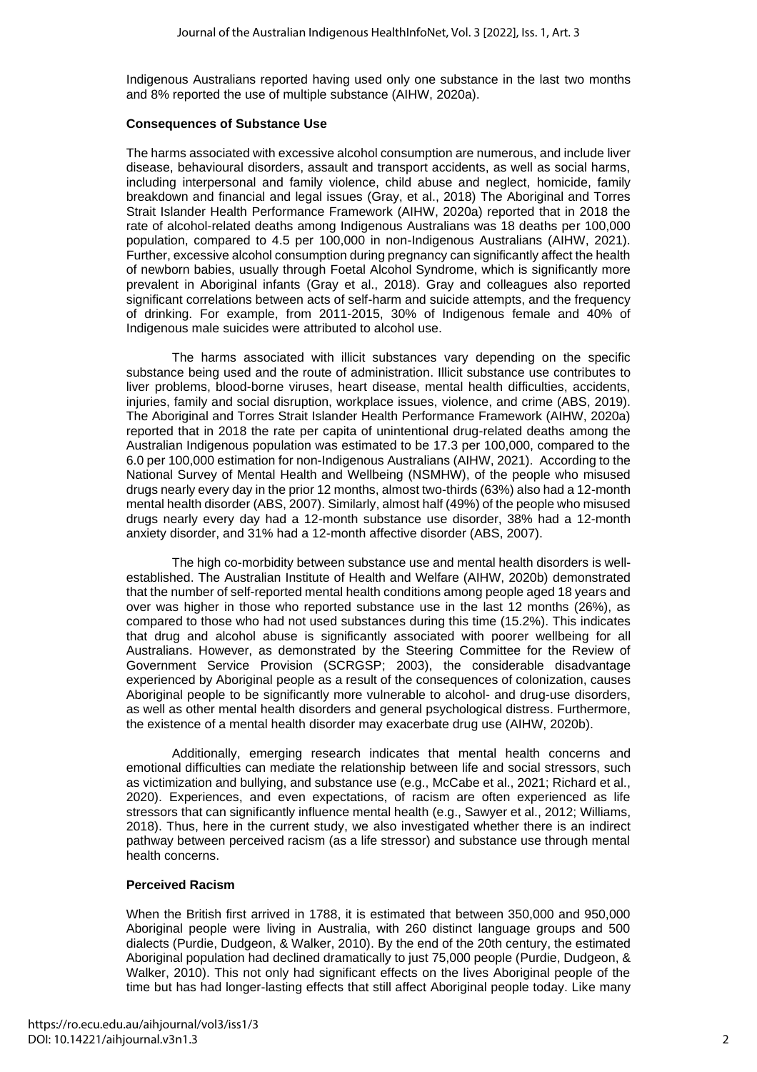Indigenous Australians reported having used only one substance in the last two months and 8% reported the use of multiple substance (AIHW, 2020a).

### Consequences of Substance Use

The harms associated with excessive alcohol consumption are numerous, and include liver disease, behavioural disorders, assault and transport accidents, as well as social harms, including interpersonal and family violence, child abuse and neglect, homicide, family breakdown and financial and legal issues (Gray, et al., 2018) The Aboriginal and Torres Strait Islander Health Performance Framework (AIHW, 2020a) reported that in 2018 the rate of alcohol-related deaths among Indigenous Australians was 18 deaths per 100,000 population, compared to 4.5 per 100,000 in non-Indigenous Australians (AIHW, 2021). Further, excessive alcohol consumption during pregnancy can significantly affect the health of newborn babies, usually through Foetal Alcohol Syndrome, which is significantly more prevalent in Aboriginal infants (Gray et al., 2018). Gray and colleagues also reported significant correlations between acts of self-harm and suicide attempts, and the frequency of drinking. For example, from 2011-2015, 30% of Indigenous female and 40% of Indigenous male suicides were attributed to alcohol use.

The harms associated with illicit substances vary depending on the specific substance being used and the route of administration. Illicit substance use contributes to liver problems, blood-borne viruses, heart disease, mental health difficulties, accidents, injuries, family and social disruption, workplace issues, violence, and crime (ABS, 2019). The Aboriginal and Torres Strait Islander Health Performance Framework (AIHW, 2020a) reported that in 2018 the rate per capita of unintentional drug-related deaths among the Australian Indigenous population was estimated to be 17.3 per 100,000, compared to the 6.0 per 100,000 estimation for non-Indigenous Australians (AIHW, 2021). According to the National Survey of Mental Health and Wellbeing (NSMHW), of the people who misused drugs nearly every day in the prior 12 months, almost two-thirds (63%) also had a 12-month mental health disorder (ABS, 2007). Similarly, almost half (49%) of the people who misused drugs nearly every day had a 12-month substance use disorder, 38% had a 12-month anxiety disorder, and 31% had a 12-month affective disorder (ABS, 2007).

The high co-morbidity between substance use and mental health disorders is well-established. The Australian Institute of Health and Welfare (AIHW, 2020b) demonstrated that the number of self-reported mental health conditions among people aged 18 years and over was higher in those who reported substance use in the last 12 months (26%), as compared to those who had not used substances during this time (15.2%). This indicates that drug and alcohol abuse is significantly associated with poorer wellbeing for all Australians. However, as demonstrated by the Steering Committee for the Review of Government Service Provision (SCRGSP; 2003), the considerable disadvantage experienced by Aboriginal people as a result of the consequences of colonization, causes Aboriginal people to be significantly more vulnerable to alcohol- and drug-use disorders, as well as other mental health disorders and general psychological distress. Furthermore, the existence of a mental health disorder may exacerbate drug use (AIHW, 2020b).

Additionally, emerging research indicates that mental health concerns and emotional difficulties can mediate the relationship between life and social stressors, such as victimization and bullying, and substance use (e.g., McCabe et al., 2021; Richard et al., 2020). Experiences, and even expectations, of racism are often experienced as life stressors that can significantly influence mental health (e.g., Sawyer et al., 2012; Williams, 2018). Thus, here in the current study, we also investigated whether there is an indirect pathway between perceived racism (as a life stressor) and substance use through mental health concerns.

### Perceived Racism

When the British first arrived in 1788, it is estimated that between 350,000 and 950,000 Aboriginal people were living in Australia, with 260 distinct language groups and 500 dialects (Purdie, Dudgeon, & Walker, 2010). By the end of the 20th century, the estimated Aboriginal population had declined dramatically to just 75,000 people (Purdie, Dudgeon, & Walker, 2010). This not only had significant effects on the lives Aboriginal people of the time but has had longer-lasting effects that still affect Aboriginal people today. Like many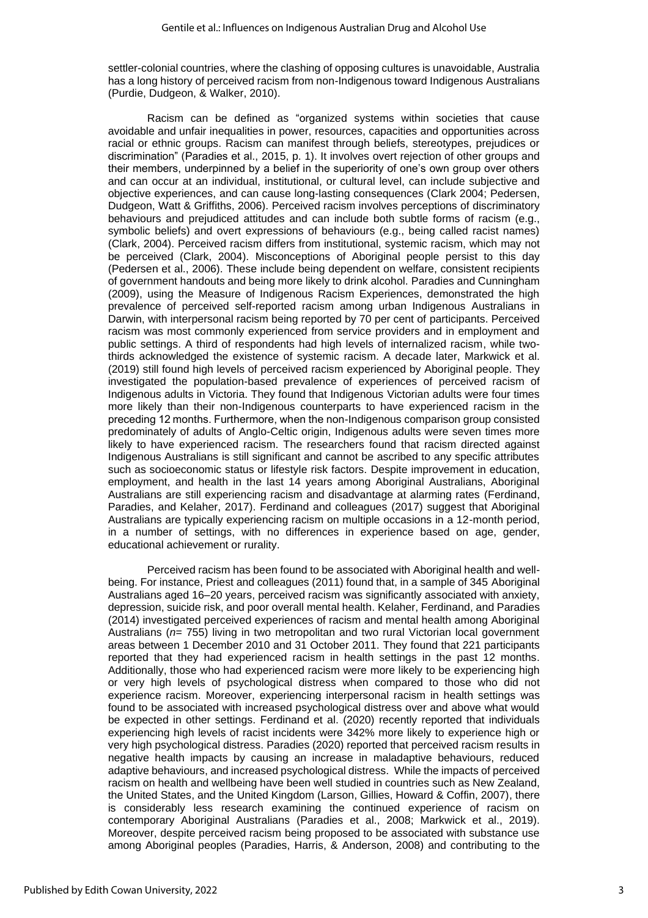settler-colonial countries, where the clashing of opposing cultures is unavoidable, Australia has a long history of perceived racism from non-Indigenous toward Indigenous Australians (Purdie, Dudgeon, & Walker, 2010).

Racism can be defined as "organized systems within societies that cause avoidable and unfair inequalities in power, resources, capacities and opportunities across racial or ethnic groups. Racism can manifest through beliefs, stereotypes, prejudices or discrimination" (Paradies et al., 2015, p. 1). It involves overt rejection of other groups and their members, underpinned by a belief in the superiority of one's own group over others and can occur at an individual, institutional, or cultural level, can include subjective and objective experiences, and can cause long-lasting consequences (Clark 2004; Pedersen, Dudgeon, Watt & Griffiths, 2006). Perceived racism involves perceptions of discriminatory behaviours and prejudiced attitudes and can include both subtle forms of racism (e.g., symbolic beliefs) and overt expressions of behaviours (e.g., being called racist names) (Clark, 2004). Perceived racism differs from institutional, systemic racism, which may not be perceived (Clark, 2004). Misconceptions of Aboriginal people persist to this day (Pedersen et al., 2006). These include being dependent on welfare, consistent recipients of government handouts and being more likely to drink alcohol. Paradies and Cunningham (2009), using the Measure of Indigenous Racism Experiences, demonstrated the high prevalence of perceived self-reported racism among urban Indigenous Australians in Darwin, with interpersonal racism being reported by 70 per cent of participants. Perceived racism was most commonly experienced from service providers and in employment and public settings. A third of respondents had high levels of internalized racism, while two-thirds acknowledged the existence of systemic racism. A decade later, Markwick et al. (2019) still found high levels of perceived racism experienced by Aboriginal people. They investigated the population-based prevalence of experiences of perceived racism of Indigenous adults in Victoria. They found that Indigenous Victorian adults were four times more likely than their non-Indigenous counterparts to have experienced racism in the preceding 12 months. Furthermore, when the non-Indigenous comparison group consisted predominately of adults of Anglo-Celtic origin, Indigenous adults were seven times more likely to have experienced racism. The researchers found that racism directed against Indigenous Australians is still significant and cannot be ascribed to any specific attributes such as socioeconomic status or lifestyle risk factors. Despite improvement in education, employment, and health in the last 14 years among Aboriginal Australians, Aboriginal Australians are still experiencing racism and disadvantage at alarming rates (Ferdinand, Paradies, and Kelaher, 2017). Ferdinand and colleagues (2017) suggest that Aboriginal Australians are typically experiencing racism on multiple occasions in a 12-month period, in a number of settings, with no differences in experience based on age, gender, educational achievement or rurality.

Perceived racism has been found to be associated with Aboriginal health and well-being. For instance, Priest and colleagues (2011) found that, in a sample of 345 Aboriginal Australians aged 16–20 years, perceived racism was significantly associated with anxiety, depression, suicide risk, and poor overall mental health. Kelaher, Ferdinand, and Paradies (2014) investigated perceived experiences of racism and mental health among Aboriginal Australians (*n*= 755) living in two metropolitan and two rural Victorian local government areas between 1 December 2010 and 31 October 2011. They found that 221 participants reported that they had experienced racism in health settings in the past 12 months. Additionally, those who had experienced racism were more likely to be experiencing high or very high levels of psychological distress when compared to those who did not experience racism. Moreover, experiencing interpersonal racism in health settings was found to be associated with increased psychological distress over and above what would be expected in other settings. Ferdinand et al. (2020) recently reported that individuals experiencing high levels of racist incidents were 342% more likely to experience high or very high psychological distress. Paradies (2020) reported that perceived racism results in negative health impacts by causing an increase in maladaptive behaviours, reduced adaptive behaviours, and increased psychological distress. While the impacts of perceived racism on health and wellbeing have been well studied in countries such as New Zealand, the United States, and the United Kingdom (Larson, Gillies, Howard & Coffin, 2007), there is considerably less research examining the continued experience of racism on contemporary Aboriginal Australians (Paradies et al., 2008; Markwick et al., 2019). Moreover, despite perceived racism being proposed to be associated with substance use among Aboriginal peoples (Paradies, Harris, & Anderson, 2008) and contributing to the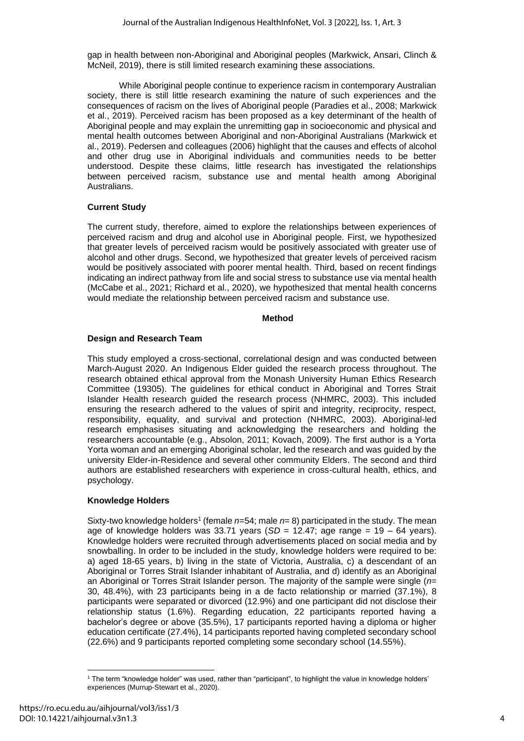gap in health between non-Aboriginal and Aboriginal peoples (Markwick, Ansari, Clinch & McNeil, 2019), there is still limited research examining these associations.

While Aboriginal people continue to experience racism in contemporary Australian society, there is still little research examining the nature of such experiences and the consequences of racism on the lives of Aboriginal people (Paradies et al., 2008; Markwick et al., 2019). Perceived racism has been proposed as a key determinant of the health of Aboriginal people and may explain the unremitting gap in socioeconomic and physical and mental health outcomes between Aboriginal and non-Aboriginal Australians (Markwick et al., 2019). Pedersen and colleagues (2006) highlight that the causes and effects of alcohol and other drug use in Aboriginal individuals and communities needs to be better understood. Despite these claims, little research has investigated the relationships between perceived racism, substance use and mental health among Aboriginal Australians.

### Current Study

The current study, therefore, aimed to explore the relationships between experiences of perceived racism and drug and alcohol use in Aboriginal people. First, we hypothesized that greater levels of perceived racism would be positively associated with greater use of alcohol and other drugs. Second, we hypothesized that greater levels of perceived racism would be positively associated with poorer mental health. Third, based on recent findings indicating an indirect pathway from life and social stress to substance use via mental health (McCabe et al., 2021; Richard et al., 2020), we hypothesized that mental health concerns would mediate the relationship between perceived racism and substance use.

## Method

### Design and Research Team

This study employed a cross-sectional, correlational design and was conducted between March-August 2020. An Indigenous Elder guided the research process throughout. The research obtained ethical approval from the Monash University Human Ethics Research Committee (19305). The guidelines for ethical conduct in Aboriginal and Torres Strait Islander Health research guided the research process (NHMRC, 2003). This included ensuring the research adhered to the values of spirit and integrity, reciprocity, respect, responsibility, equality, and survival and protection (NHMRC, 2003). Aboriginal-led research emphasises situating and acknowledging the researchers and holding the researchers accountable (e.g., Absolon, 2011; Kovach, 2009). The first author is a Yorta Yorta woman and an emerging Aboriginal scholar, led the research and was guided by the university Elder-in-Residence and several other community Elders. The second and third authors are established researchers with experience in cross-cultural health, ethics, and psychology.

### Knowledge Holders

Sixty-two knowledge holders[1] (female $n$=54; male $n$= 8) participated in the study. The mean age of knowledge holders was 33.71 years ($SD$ = 12.47; age range = 19 – 64 years). Knowledge holders were recruited through advertisements placed on social media and by snowballing. In order to be included in the study, knowledge holders were required to be: a) aged 18-65 years, b) living in the state of Victoria, Australia, c) a descendant of an Aboriginal or Torres Strait Islander inhabitant of Australia, and d) identify as an Aboriginal an Aboriginal or Torres Strait Islander person. The majority of the sample were single ($n$= 30, 48.4%), with 23 participants being in a de facto relationship or married (37.1%), 8 participants were separated or divorced (12.9%) and one participant did not disclose their relationship status (1.6%). Regarding education, 22 participants reported having a bachelor's degree or above (35.5%), 17 participants reported having a diploma or higher education certificate (27.4%), 14 participants reported having completed secondary school (22.6%) and 9 participants reported completing some secondary school (14.55%).

[1] The term "knowledge holder" was used, rather than "participant", to highlight the value in knowledge holders' experiences (Murrup-Stewart et al., 2020).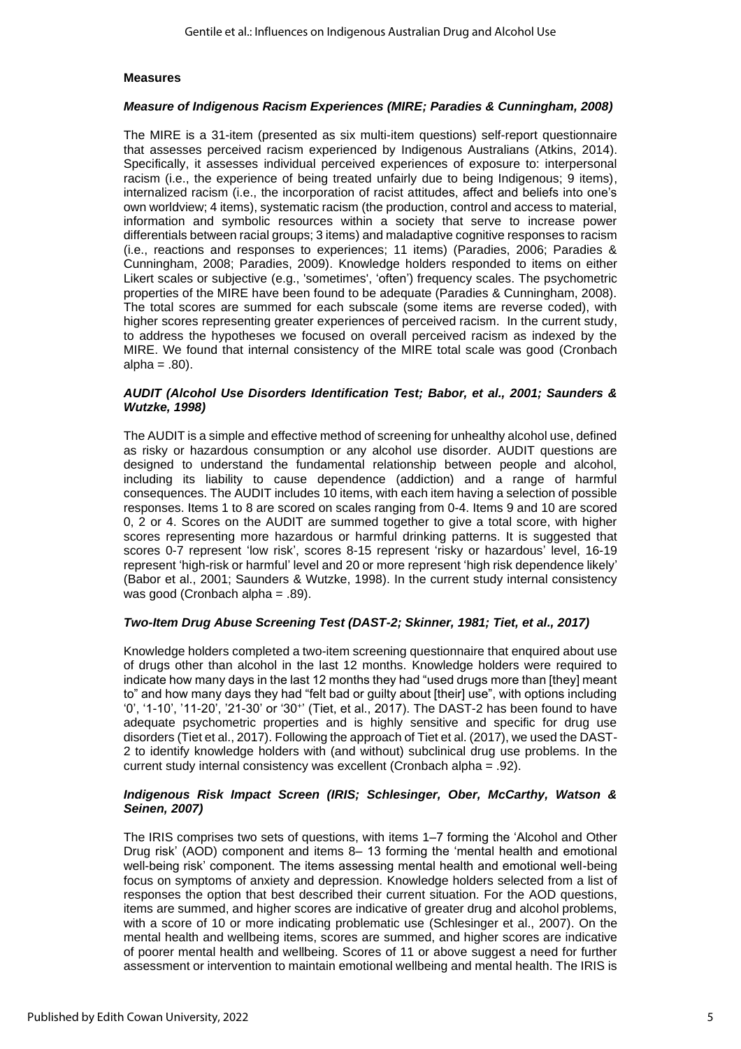### Measures

#### *Measure of Indigenous Racism Experiences (MIRE; Paradies & Cunningham, 2008)*

The MIRE is a 31-item (presented as six multi-item questions) self-report questionnaire that assesses perceived racism experienced by Indigenous Australians (Atkins, 2014). Specifically, it assesses individual perceived experiences of exposure to: interpersonal racism (i.e., the experience of being treated unfairly due to being Indigenous; 9 items), internalized racism (i.e., the incorporation of racist attitudes, affect and beliefs into one's own worldview; 4 items), systematic racism (the production, control and access to material, information and symbolic resources within a society that serve to increase power differentials between racial groups; 3 items) and maladaptive cognitive responses to racism (i.e., reactions and responses to experiences; 11 items) (Paradies, 2006; Paradies & Cunningham, 2008; Paradies, 2009). Knowledge holders responded to items on either Likert scales or subjective (e.g., 'sometimes', 'often') frequency scales. The psychometric properties of the MIRE have been found to be adequate (Paradies & Cunningham, 2008). The total scores are summed for each subscale (some items are reverse coded), with higher scores representing greater experiences of perceived racism. In the current study, to address the hypotheses we focused on overall perceived racism as indexed by the MIRE. We found that internal consistency of the MIRE total scale was good (Cronbach alpha = .80).

#### *AUDIT (Alcohol Use Disorders Identification Test; Babor, et al., 2001; Saunders & Wutzke, 1998)*

The AUDIT is a simple and effective method of screening for unhealthy alcohol use, defined as risky or hazardous consumption or any alcohol use disorder. AUDIT questions are designed to understand the fundamental relationship between people and alcohol, including its liability to cause dependence (addiction) and a range of harmful consequences. The AUDIT includes 10 items, with each item having a selection of possible responses. Items 1 to 8 are scored on scales ranging from 0-4. Items 9 and 10 are scored 0, 2 or 4. Scores on the AUDIT are summed together to give a total score, with higher scores representing more hazardous or harmful drinking patterns. It is suggested that scores 0-7 represent 'low risk', scores 8-15 represent 'risky or hazardous' level, 16-19 represent 'high-risk or harmful' level and 20 or more represent 'high risk dependence likely' (Babor et al., 2001; Saunders & Wutzke, 1998). In the current study internal consistency was good (Cronbach alpha = .89).

#### *Two-Item Drug Abuse Screening Test (DAST-2; Skinner, 1981; Tiet, et al., 2017)*

Knowledge holders completed a two-item screening questionnaire that enquired about use of drugs other than alcohol in the last 12 months. Knowledge holders were required to indicate how many days in the last 12 months they had "used drugs more than [they] meant to" and how many days they had "felt bad or guilty about [their] use", with options including '0', '1-10', '11-20', '21-30' or '30+' (Tiet, et al., 2017). The DAST-2 has been found to have adequate psychometric properties and is highly sensitive and specific for drug use disorders (Tiet et al., 2017). Following the approach of Tiet et al. (2017), we used the DAST-2 to identify knowledge holders with (and without) subclinical drug use problems. In the current study internal consistency was excellent (Cronbach alpha = .92).

#### *Indigenous Risk Impact Screen (IRIS; Schlesinger, Ober, McCarthy, Watson & Seinen, 2007)*

The IRIS comprises two sets of questions, with items 1–7 forming the 'Alcohol and Other Drug risk' (AOD) component and items 8– 13 forming the 'mental health and emotional well-being risk' component. The items assessing mental health and emotional well-being focus on symptoms of anxiety and depression. Knowledge holders selected from a list of responses the option that best described their current situation. For the AOD questions, items are summed, and higher scores are indicative of greater drug and alcohol problems, with a score of 10 or more indicating problematic use (Schlesinger et al., 2007). On the mental health and wellbeing items, scores are summed, and higher scores are indicative of poorer mental health and wellbeing. Scores of 11 or above suggest a need for further assessment or intervention to maintain emotional wellbeing and mental health. The IRIS is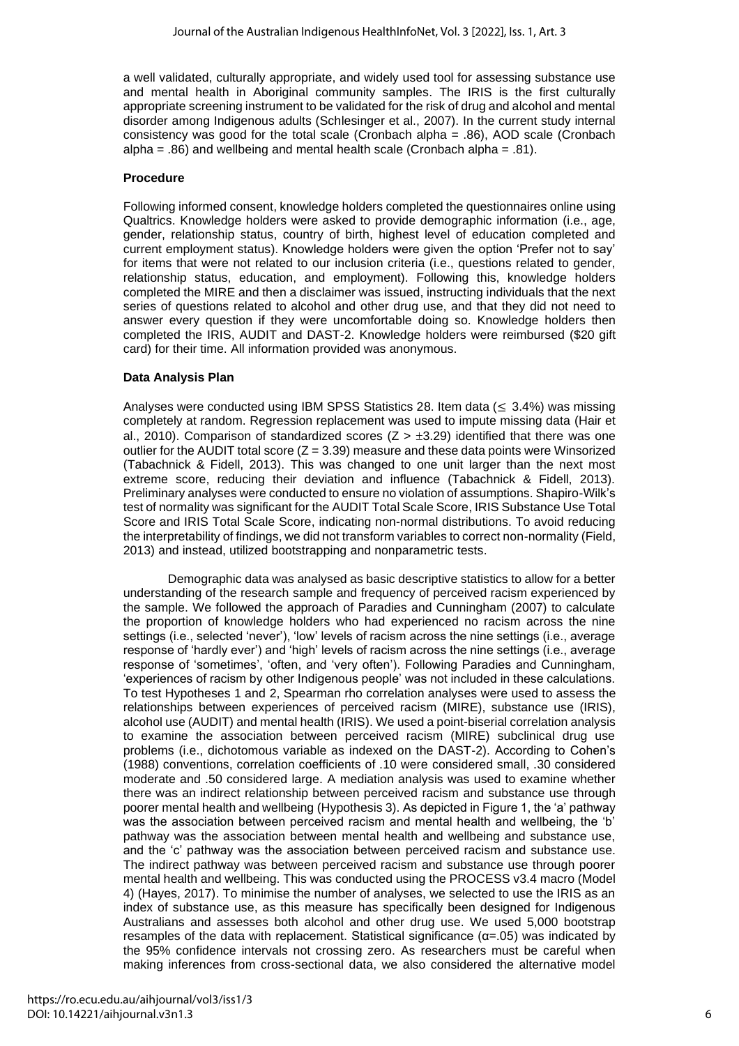a well validated, culturally appropriate, and widely used tool for assessing substance use and mental health in Aboriginal community samples. The IRIS is the first culturally appropriate screening instrument to be validated for the risk of drug and alcohol and mental disorder among Indigenous adults (Schlesinger et al., 2007). In the current study internal consistency was good for the total scale (Cronbach alpha = .86), AOD scale (Cronbach alpha = .86) and wellbeing and mental health scale (Cronbach alpha = .81).

**Procedure**

Following informed consent, knowledge holders completed the questionnaires online using Qualtrics. Knowledge holders were asked to provide demographic information (i.e., age, gender, relationship status, country of birth, highest level of education completed and current employment status). Knowledge holders were given the option 'Prefer not to say' for items that were not related to our inclusion criteria (i.e., questions related to gender, relationship status, education, and employment). Following this, knowledge holders completed the MIRE and then a disclaimer was issued, instructing individuals that the next series of questions related to alcohol and other drug use, and that they did not need to answer every question if they were uncomfortable doing so. Knowledge holders then completed the IRIS, AUDIT and DAST-2. Knowledge holders were reimbursed ($20 gift card) for their time. All information provided was anonymous.

**Data Analysis Plan**

Analyses were conducted using IBM SPSS Statistics 28. Item data ($\leq$ 3.4%) was missing completely at random. Regression replacement was used to impute missing data (Hair et al., 2010). Comparison of standardized scores ($Z > \pm 3.29$) identified that there was one outlier for the AUDIT total score ($Z = 3.39$) measure and these data points were Winsorized (Tabachnick & Fidell, 2013). This was changed to one unit larger than the next most extreme score, reducing their deviation and influence (Tabachnick & Fidell, 2013). Preliminary analyses were conducted to ensure no violation of assumptions. Shapiro-Wilk's test of normality was significant for the AUDIT Total Scale Score, IRIS Substance Use Total Score and IRIS Total Scale Score, indicating non-normal distributions. To avoid reducing the interpretability of findings, we did not transform variables to correct non-normality (Field, 2013) and instead, utilized bootstrapping and nonparametric tests.

Demographic data was analysed as basic descriptive statistics to allow for a better understanding of the research sample and frequency of perceived racism experienced by the sample. We followed the approach of Paradies and Cunningham (2007) to calculate the proportion of knowledge holders who had experienced no racism across the nine settings (i.e., selected 'never'), 'low' levels of racism across the nine settings (i.e., average response of 'hardly ever') and 'high' levels of racism across the nine settings (i.e., average response of 'sometimes', 'often, and 'very often'). Following Paradies and Cunningham, 'experiences of racism by other Indigenous people' was not included in these calculations. To test Hypotheses 1 and 2, Spearman rho correlation analyses were used to assess the relationships between experiences of perceived racism (MIRE), substance use (IRIS), alcohol use (AUDIT) and mental health (IRIS). We used a point-biserial correlation analysis to examine the association between perceived racism (MIRE) subclinical drug use problems (i.e., dichotomous variable as indexed on the DAST-2). According to Cohen's (1988) conventions, correlation coefficients of .10 were considered small, .30 considered moderate and .50 considered large. A mediation analysis was used to examine whether there was an indirect relationship between perceived racism and substance use through poorer mental health and wellbeing (Hypothesis 3). As depicted in Figure 1, the 'a' pathway was the association between perceived racism and mental health and wellbeing, the 'b' pathway was the association between mental health and wellbeing and substance use, and the 'c' pathway was the association between perceived racism and substance use. The indirect pathway was between perceived racism and substance use through poorer mental health and wellbeing. This was conducted using the PROCESS v3.4 macro (Model 4) (Hayes, 2017). To minimise the number of analyses, we selected to use the IRIS as an index of substance use, as this measure has specifically been designed for Indigenous Australians and assesses both alcohol and other drug use. We used 5,000 bootstrap resamples of the data with replacement. Statistical significance ($\alpha$=.05) was indicated by the 95% confidence intervals not crossing zero. As researchers must be careful when making inferences from cross-sectional data, we also considered the alternative model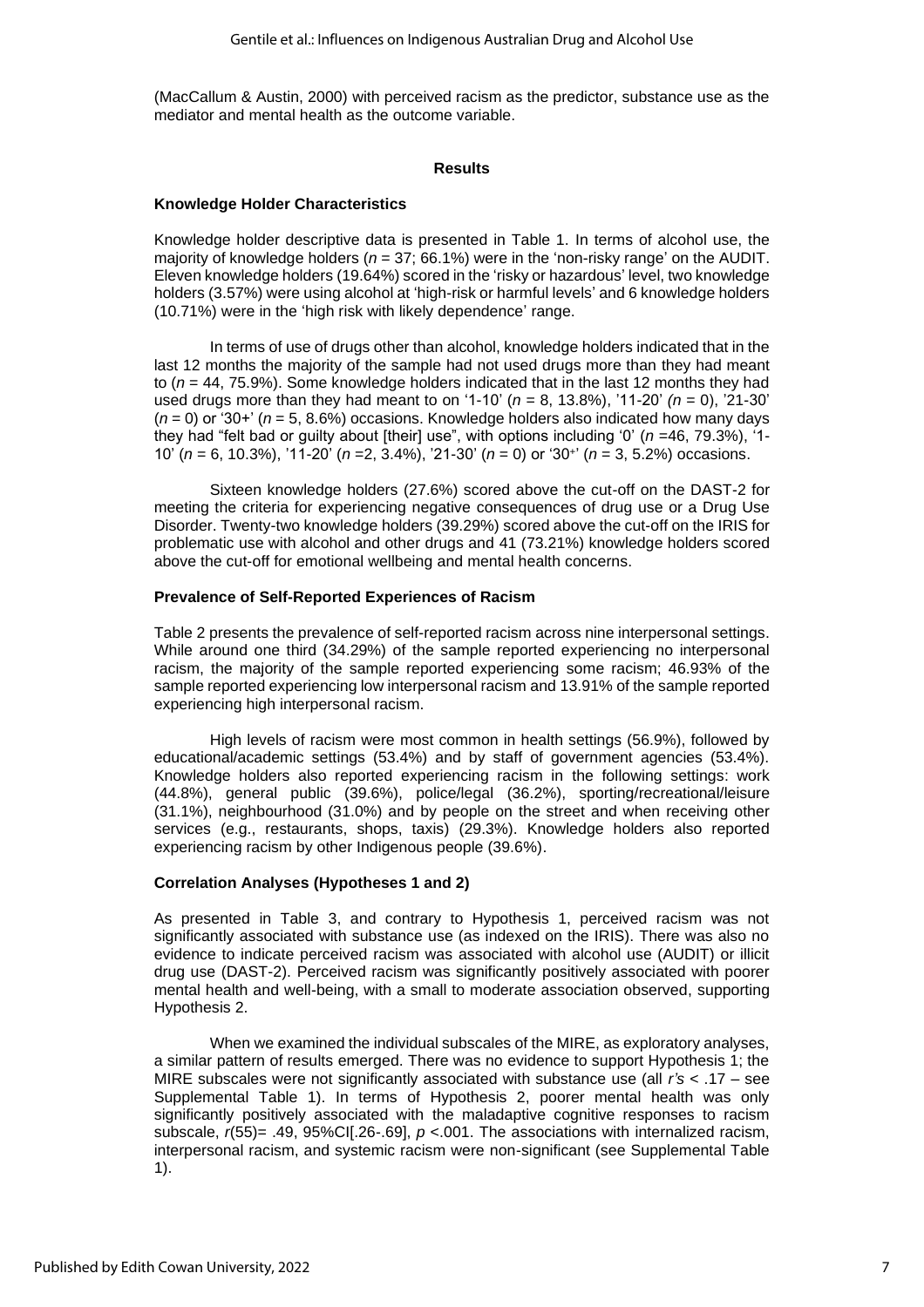(MacCallum & Austin, 2000) with perceived racism as the predictor, substance use as the mediator and mental health as the outcome variable.

## Results

### Knowledge Holder Characteristics

Knowledge holder descriptive data is presented in Table 1. In terms of alcohol use, the majority of knowledge holders ($n$ = 37; 66.1%) were in the 'non-risky range' on the AUDIT. Eleven knowledge holders (19.64%) scored in the 'risky or hazardous' level, two knowledge holders (3.57%) were using alcohol at 'high-risk or harmful levels' and 6 knowledge holders (10.71%) were in the 'high risk with likely dependence' range.

In terms of use of drugs other than alcohol, knowledge holders indicated that in the last 12 months the majority of the sample had not used drugs more than they had meant to ($n$ = 44, 75.9%). Some knowledge holders indicated that in the last 12 months they had used drugs more than they had meant to on '1-10' ($n$ = 8, 13.8%), '11-20' ($n$ = 0), '21-30' ($n$ = 0) or '30+' ($n$ = 5, 8.6%) occasions. Knowledge holders also indicated how many days they had "felt bad or guilty about [their] use", with options including '0' ($n$ =46, 79.3%), '1-10' ($n$ = 6, 10.3%), '11-20' ($n$ =2, 3.4%), '21-30' ($n$ = 0) or '30+' ($n$ = 3, 5.2%) occasions.

Sixteen knowledge holders (27.6%) scored above the cut-off on the DAST-2 for meeting the criteria for experiencing negative consequences of drug use or a Drug Use Disorder. Twenty-two knowledge holders (39.29%) scored above the cut-off on the IRIS for problematic use with alcohol and other drugs and 41 (73.21%) knowledge holders scored above the cut-off for emotional wellbeing and mental health concerns.

### Prevalence of Self-Reported Experiences of Racism

Table 2 presents the prevalence of self-reported racism across nine interpersonal settings. While around one third (34.29%) of the sample reported experiencing no interpersonal racism, the majority of the sample reported experiencing some racism; 46.93% of the sample reported experiencing low interpersonal racism and 13.91% of the sample reported experiencing high interpersonal racism.

High levels of racism were most common in health settings (56.9%), followed by educational/academic settings (53.4%) and by staff of government agencies (53.4%). Knowledge holders also reported experiencing racism in the following settings: work (44.8%), general public (39.6%), police/legal (36.2%), sporting/recreational/leisure (31.1%), neighbourhood (31.0%) and by people on the street and when receiving other services (e.g., restaurants, shops, taxis) (29.3%). Knowledge holders also reported experiencing racism by other Indigenous people (39.6%).

### Correlation Analyses (Hypotheses 1 and 2)

As presented in Table 3, and contrary to Hypothesis 1, perceived racism was not significantly associated with substance use (as indexed on the IRIS). There was also no evidence to indicate perceived racism was associated with alcohol use (AUDIT) or illicit drug use (DAST-2). Perceived racism was significantly positively associated with poorer mental health and well-being, with a small to moderate association observed, supporting Hypothesis 2.

When we examined the individual subscales of the MIRE, as exploratory analyses, a similar pattern of results emerged. There was no evidence to support Hypothesis 1; the MIRE subscales were not significantly associated with substance use (all $r$'s < .17 – see Supplemental Table 1). In terms of Hypothesis 2, poorer mental health was only significantly positively associated with the maladaptive cognitive responses to racism subscale, $r(55)$= .49, 95%CI[.26-.69], $p$ <.001. The associations with internalized racism, interpersonal racism, and systemic racism were non-significant (see Supplemental Table 1).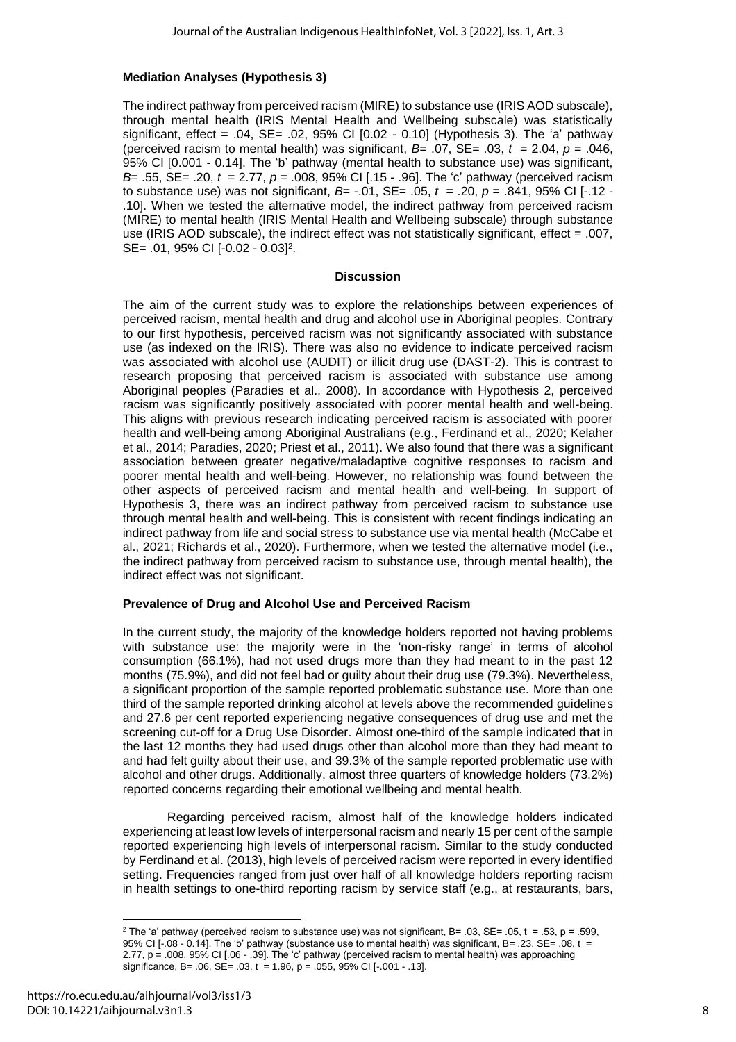**Mediation Analyses (Hypothesis 3)**

The indirect pathway from perceived racism (MIRE) to substance use (IRIS AOD subscale), through mental health (IRIS Mental Health and Wellbeing subscale) was statistically significant, effect = .04, SE= .02, 95% CI [0.02 - 0.10] (Hypothesis 3). The 'a' pathway (perceived racism to mental health) was significant, $B$= .07, SE= .03, $t$ = 2.04, $p$ = .046, 95% CI [0.001 - 0.14]. The 'b' pathway (mental health to substance use) was significant, $B$= .55, SE= .20, $t$ = 2.77, $p$ = .008, 95% CI [.15 - .96]. The 'c' pathway (perceived racism to substance use) was not significant, $B$= -.01, SE= .05, $t$ = .20, $p$ = .841, 95% CI [-.12 - .10]. When we tested the alternative model, the indirect pathway from perceived racism (MIRE) to mental health (IRIS Mental Health and Wellbeing subscale) through substance use (IRIS AOD subscale), the indirect effect was not statistically significant, effect = .007, SE= .01, 95% CI [-0.02 - 0.03][2].

## Discussion

The aim of the current study was to explore the relationships between experiences of perceived racism, mental health and drug and alcohol use in Aboriginal peoples. Contrary to our first hypothesis, perceived racism was not significantly associated with substance use (as indexed on the IRIS). There was also no evidence to indicate perceived racism was associated with alcohol use (AUDIT) or illicit drug use (DAST-2). This is contrast to research proposing that perceived racism is associated with substance use among Aboriginal peoples (Paradies et al., 2008). In accordance with Hypothesis 2, perceived racism was significantly positively associated with poorer mental health and well-being. This aligns with previous research indicating perceived racism is associated with poorer health and well-being among Aboriginal Australians (e.g., Ferdinand et al., 2020; Kelaher et al., 2014; Paradies, 2020; Priest et al., 2011). We also found that there was a significant association between greater negative/maladaptive cognitive responses to racism and poorer mental health and well-being. However, no relationship was found between the other aspects of perceived racism and mental health and well-being. In support of Hypothesis 3, there was an indirect pathway from perceived racism to substance use through mental health and well-being. This is consistent with recent findings indicating an indirect pathway from life and social stress to substance use via mental health (McCabe et al., 2021; Richards et al., 2020). Furthermore, when we tested the alternative model (i.e., the indirect pathway from perceived racism to substance use, through mental health), the indirect effect was not significant.

### Prevalence of Drug and Alcohol Use and Perceived Racism

In the current study, the majority of the knowledge holders reported not having problems with substance use: the majority were in the 'non-risky range' in terms of alcohol consumption (66.1%), had not used drugs more than they had meant to in the past 12 months (75.9%), and did not feel bad or guilty about their drug use (79.3%). Nevertheless, a significant proportion of the sample reported problematic substance use. More than one third of the sample reported drinking alcohol at levels above the recommended guidelines and 27.6 per cent reported experiencing negative consequences of drug use and met the screening cut-off for a Drug Use Disorder. Almost one-third of the sample indicated that in the last 12 months they had used drugs other than alcohol more than they had meant to and had felt guilty about their use, and 39.3% of the sample reported problematic use with alcohol and other drugs. Additionally, almost three quarters of knowledge holders (73.2%) reported concerns regarding their emotional wellbeing and mental health.

Regarding perceived racism, almost half of the knowledge holders indicated experiencing at least low levels of interpersonal racism and nearly 15 per cent of the sample reported experiencing high levels of interpersonal racism. Similar to the study conducted by Ferdinand et al. (2013), high levels of perceived racism were reported in every identified setting. Frequencies ranged from just over half of all knowledge holders reporting racism in health settings to one-third reporting racism by service staff (e.g., at restaurants, bars,

---

[2] The 'a' pathway (perceived racism to substance use) was not significant, B= .03, SE= .05, t = .53, p = .599, 95% CI [-.08 - 0.14]. The 'b' pathway (substance use to mental health) was significant, B= .23, SE= .08, t = 2.77, p = .008, 95% CI [.06 - .39]. The 'c' pathway (perceived racism to mental health) was approaching significance, B= .06, SE= .03, t = 1.96, p = .055, 95% CI [-.001 - .13].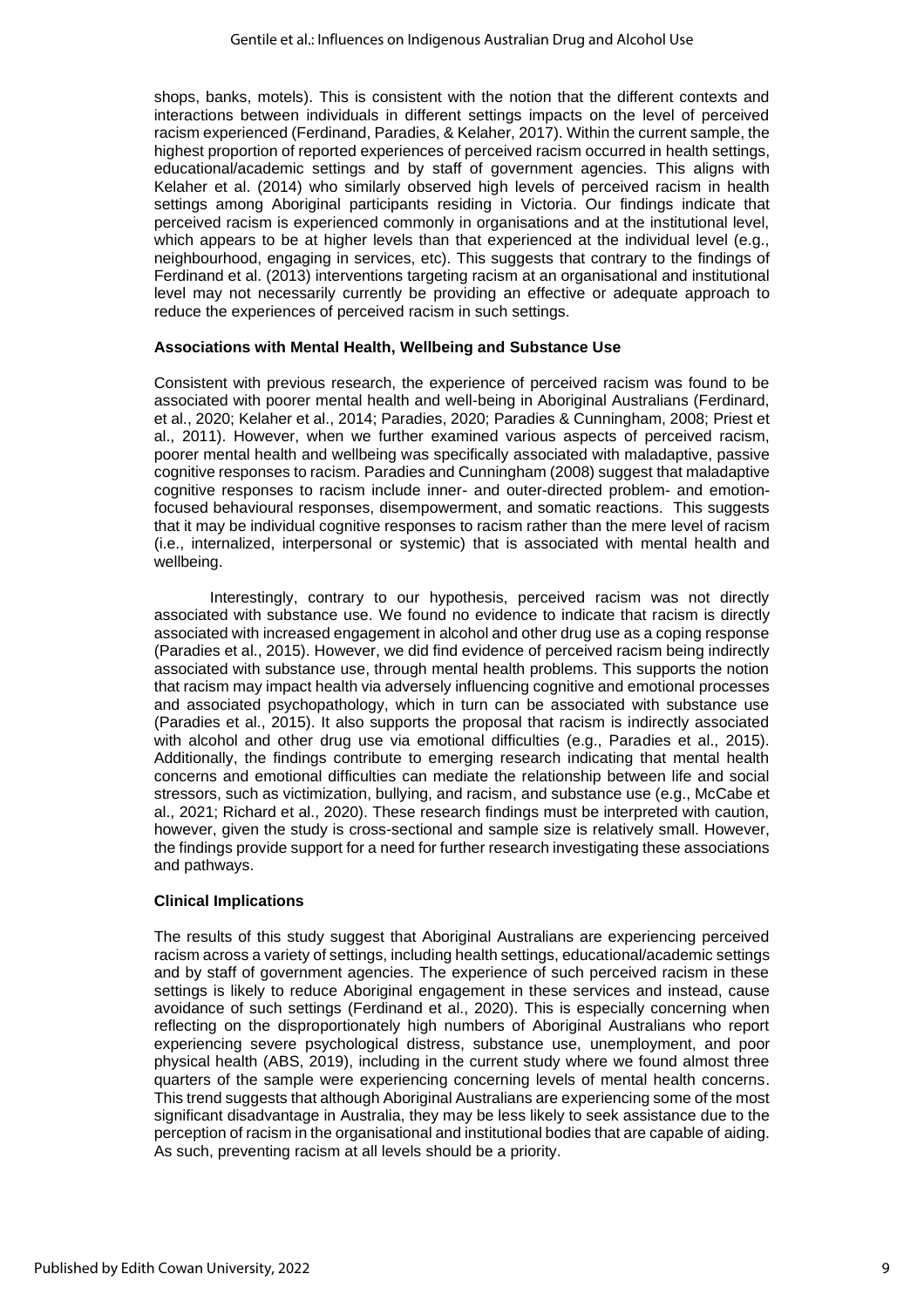shops, banks, motels). This is consistent with the notion that the different contexts and interactions between individuals in different settings impacts on the level of perceived racism experienced (Ferdinand, Paradies, & Kelaher, 2017). Within the current sample, the highest proportion of reported experiences of perceived racism occurred in health settings, educational/academic settings and by staff of government agencies. This aligns with Kelaher et al. (2014) who similarly observed high levels of perceived racism in health settings among Aboriginal participants residing in Victoria. Our findings indicate that perceived racism is experienced commonly in organisations and at the institutional level, which appears to be at higher levels than that experienced at the individual level (e.g., neighbourhood, engaging in services, etc). This suggests that contrary to the findings of Ferdinand et al. (2013) interventions targeting racism at an organisational and institutional level may not necessarily currently be providing an effective or adequate approach to reduce the experiences of perceived racism in such settings.

### Associations with Mental Health, Wellbeing and Substance Use

Consistent with previous research, the experience of perceived racism was found to be associated with poorer mental health and well-being in Aboriginal Australians (Ferdinand, et al., 2020; Kelaher et al., 2014; Paradies, 2020; Paradies & Cunningham, 2008; Priest et al., 2011). However, when we further examined various aspects of perceived racism, poorer mental health and wellbeing was specifically associated with maladaptive, passive cognitive responses to racism. Paradies and Cunningham (2008) suggest that maladaptive cognitive responses to racism include inner- and outer-directed problem- and emotion-focused behavioural responses, disempowerment, and somatic reactions. This suggests that it may be individual cognitive responses to racism rather than the mere level of racism (i.e., internalized, interpersonal or systemic) that is associated with mental health and wellbeing.

Interestingly, contrary to our hypothesis, perceived racism was not directly associated with substance use. We found no evidence to indicate that racism is directly associated with increased engagement in alcohol and other drug use as a coping response (Paradies et al., 2015). However, we did find evidence of perceived racism being indirectly associated with substance use, through mental health problems. This supports the notion that racism may impact health via adversely influencing cognitive and emotional processes and associated psychopathology, which in turn can be associated with substance use (Paradies et al., 2015). It also supports the proposal that racism is indirectly associated with alcohol and other drug use via emotional difficulties (e.g., Paradies et al., 2015). Additionally, the findings contribute to emerging research indicating that mental health concerns and emotional difficulties can mediate the relationship between life and social stressors, such as victimization, bullying, and racism, and substance use (e.g., McCabe et al., 2021; Richard et al., 2020). These research findings must be interpreted with caution, however, given the study is cross-sectional and sample size is relatively small. However, the findings provide support for a need for further research investigating these associations and pathways.

### Clinical Implications

The results of this study suggest that Aboriginal Australians are experiencing perceived racism across a variety of settings, including health settings, educational/academic settings and by staff of government agencies. The experience of such perceived racism in these settings is likely to reduce Aboriginal engagement in these services and instead, cause avoidance of such settings (Ferdinand et al., 2020). This is especially concerning when reflecting on the disproportionately high numbers of Aboriginal Australians who report experiencing severe psychological distress, substance use, unemployment, and poor physical health (ABS, 2019), including in the current study where we found almost three quarters of the sample were experiencing concerning levels of mental health concerns. This trend suggests that although Aboriginal Australians are experiencing some of the most significant disadvantage in Australia, they may be less likely to seek assistance due to the perception of racism in the organisational and institutional bodies that are capable of aiding. As such, preventing racism at all levels should be a priority.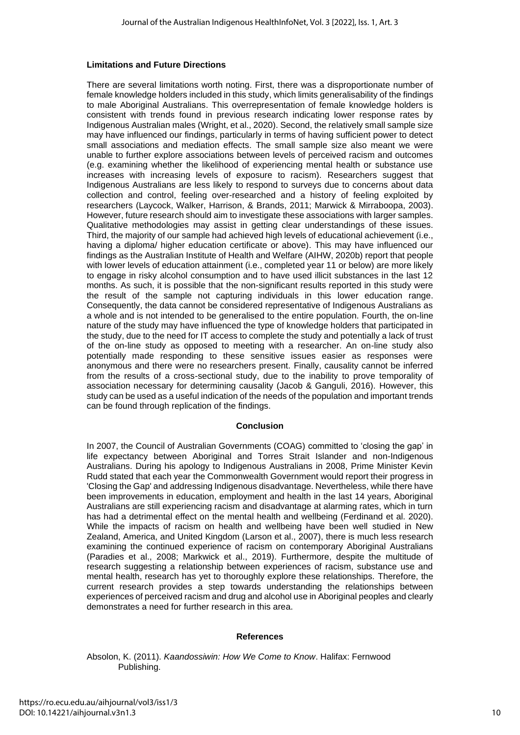### Limitations and Future Directions

There are several limitations worth noting. First, there was a disproportionate number of female knowledge holders included in this study, which limits generalisability of the findings to male Aboriginal Australians. This overrepresentation of female knowledge holders is consistent with trends found in previous research indicating lower response rates by Indigenous Australian males (Wright, et al., 2020). Second, the relatively small sample size may have influenced our findings, particularly in terms of having sufficient power to detect small associations and mediation effects. The small sample size also meant we were unable to further explore associations between levels of perceived racism and outcomes (e.g. examining whether the likelihood of experiencing mental health or substance use increases with increasing levels of exposure to racism). Researchers suggest that Indigenous Australians are less likely to respond to surveys due to concerns about data collection and control, feeling over-researched and a history of feeling exploited by researchers (Laycock, Walker, Harrison, & Brands, 2011; Marwick & Mirraboopa, 2003). However, future research should aim to investigate these associations with larger samples. Qualitative methodologies may assist in getting clear understandings of these issues. Third, the majority of our sample had achieved high levels of educational achievement (i.e., having a diploma/ higher education certificate or above). This may have influenced our findings as the Australian Institute of Health and Welfare (AIHW, 2020b) report that people with lower levels of education attainment (i.e., completed year 11 or below) are more likely to engage in risky alcohol consumption and to have used illicit substances in the last 12 months. As such, it is possible that the non-significant results reported in this study were the result of the sample not capturing individuals in this lower education range. Consequently, the data cannot be considered representative of Indigenous Australians as a whole and is not intended to be generalised to the entire population. Fourth, the on-line nature of the study may have influenced the type of knowledge holders that participated in the study, due to the need for IT access to complete the study and potentially a lack of trust of the on-line study as opposed to meeting with a researcher. An on-line study also potentially made responding to these sensitive issues easier as responses were anonymous and there were no researchers present. Finally, causality cannot be inferred from the results of a cross-sectional study, due to the inability to prove temporality of association necessary for determining causality (Jacob & Ganguli, 2016). However, this study can be used as a useful indication of the needs of the population and important trends can be found through replication of the findings.

## Conclusion

In 2007, the Council of Australian Governments (COAG) committed to 'closing the gap' in life expectancy between Aboriginal and Torres Strait Islander and non-Indigenous Australians. During his apology to Indigenous Australians in 2008, Prime Minister Kevin Rudd stated that each year the Commonwealth Government would report their progress in 'Closing the Gap' and addressing Indigenous disadvantage. Nevertheless, while there have been improvements in education, employment and health in the last 14 years, Aboriginal Australians are still experiencing racism and disadvantage at alarming rates, which in turn has had a detrimental effect on the mental health and wellbeing (Ferdinand et al. 2020). While the impacts of racism on health and wellbeing have been well studied in New Zealand, America, and United Kingdom (Larson et al., 2007), there is much less research examining the continued experience of racism on contemporary Aboriginal Australians (Paradies et al., 2008; Markwick et al., 2019). Furthermore, despite the multitude of research suggesting a relationship between experiences of racism, substance use and mental health, research has yet to thoroughly explore these relationships. Therefore, the current research provides a step towards understanding the relationships between experiences of perceived racism and drug and alcohol use in Aboriginal peoples and clearly demonstrates a need for further research in this area.

## References

Absolon, K. (2011). *Kaandossiwin: How We Come to Know*. Halifax: Fernwood Publishing.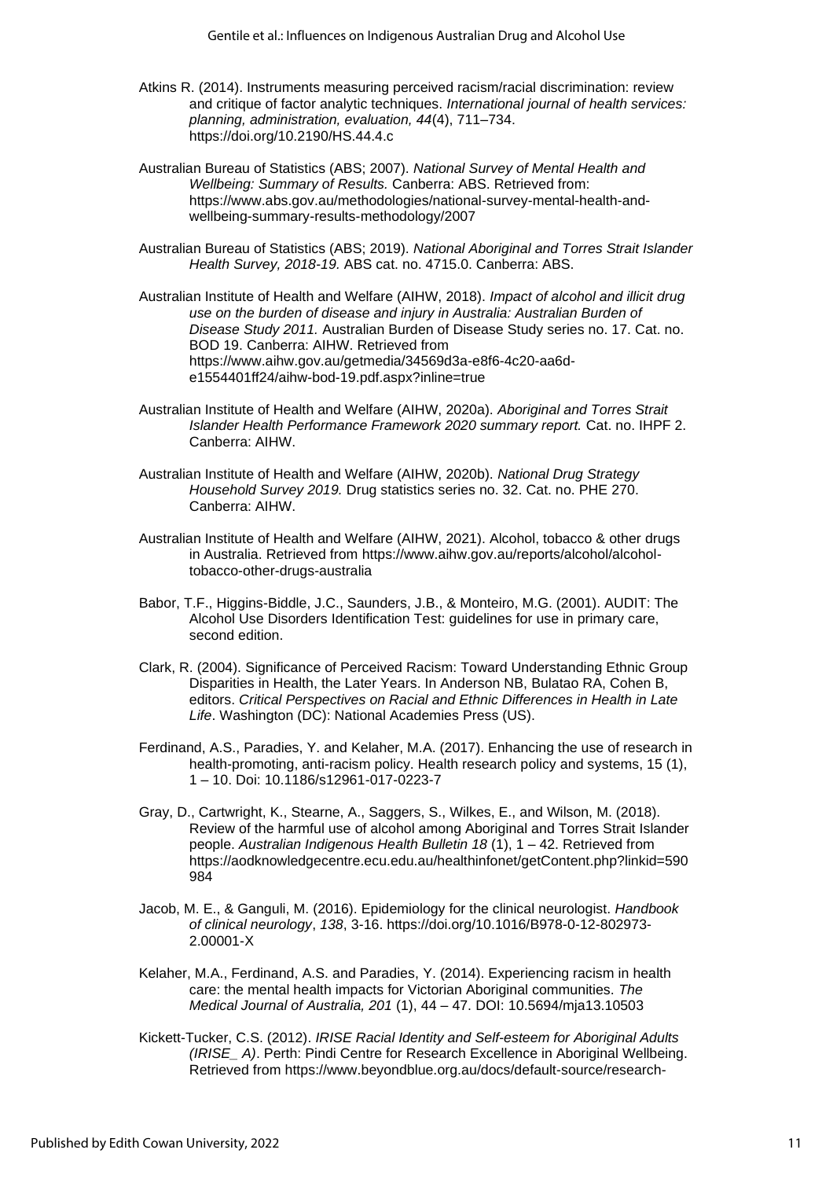Atkins R. (2014). Instruments measuring perceived racism/racial discrimination: review and critique of factor analytic techniques. *International journal of health services: planning, administration, evaluation, 44*(4), 711–734. https://doi.org/10.2190/HS.44.4.c

Australian Bureau of Statistics (ABS; 2007). *National Survey of Mental Health and Wellbeing: Summary of Results.* Canberra: ABS. Retrieved from: https://www.abs.gov.au/methodologies/national-survey-mental-health-and-wellbeing-summary-results-methodology/2007

Australian Bureau of Statistics (ABS; 2019). *National Aboriginal and Torres Strait Islander Health Survey, 2018-19.* ABS cat. no. 4715.0. Canberra: ABS.

Australian Institute of Health and Welfare (AIHW, 2018). *Impact of alcohol and illicit drug use on the burden of disease and injury in Australia: Australian Burden of Disease Study 2011.* Australian Burden of Disease Study series no. 17. Cat. no. BOD 19. Canberra: AIHW. Retrieved from https://www.aihw.gov.au/getmedia/34569d3a-e8f6-4c20-aa6d-e1554401ff24/aihw-bod-19.pdf.aspx?inline=true

Australian Institute of Health and Welfare (AIHW, 2020a). *Aboriginal and Torres Strait Islander Health Performance Framework 2020 summary report.* Cat. no. IHPF 2. Canberra: AIHW.

Australian Institute of Health and Welfare (AIHW, 2020b). *National Drug Strategy Household Survey 2019.* Drug statistics series no. 32. Cat. no. PHE 270. Canberra: AIHW.

Australian Institute of Health and Welfare (AIHW, 2021). Alcohol, tobacco & other drugs in Australia. Retrieved from https://www.aihw.gov.au/reports/alcohol/alcohol-tobacco-other-drugs-australia

Babor, T.F., Higgins-Biddle, J.C., Saunders, J.B., & Monteiro, M.G. (2001). AUDIT: The Alcohol Use Disorders Identification Test: guidelines for use in primary care, second edition.

Clark, R. (2004). Significance of Perceived Racism: Toward Understanding Ethnic Group Disparities in Health, the Later Years. In Anderson NB, Bulatao RA, Cohen B, editors. *Critical Perspectives on Racial and Ethnic Differences in Health in Late Life*. Washington (DC): National Academies Press (US).

Ferdinand, A.S., Paradies, Y. and Kelaher, M.A. (2017). Enhancing the use of research in health-promoting, anti-racism policy. Health research policy and systems, 15 (1), 1 – 10. Doi: 10.1186/s12961-017-0223-7

Gray, D., Cartwright, K., Stearne, A., Saggers, S., Wilkes, E., and Wilson, M. (2018). Review of the harmful use of alcohol among Aboriginal and Torres Strait Islander people. *Australian Indigenous Health Bulletin 18* (1), 1 – 42. Retrieved from https://aodknowledgecentre.ecu.edu.au/healthinfonet/getContent.php?linkid=590984

Jacob, M. E., & Ganguli, M. (2016). Epidemiology for the clinical neurologist. *Handbook of clinical neurology*, *138*, 3-16. https://doi.org/10.1016/B978-0-12-802973-2.00001-X

Kelaher, M.A., Ferdinand, A.S. and Paradies, Y. (2014). Experiencing racism in health care: the mental health impacts for Victorian Aboriginal communities. *The Medical Journal of Australia, 201* (1), 44 – 47. DOI: 10.5694/mja13.10503

Kickett-Tucker, C.S. (2012). *IRISE Racial Identity and Self-esteem for Aboriginal Adults (IRISE_ A)*. Perth: Pindi Centre for Research Excellence in Aboriginal Wellbeing. Retrieved from https://www.beyondblue.org.au/docs/default-source/research-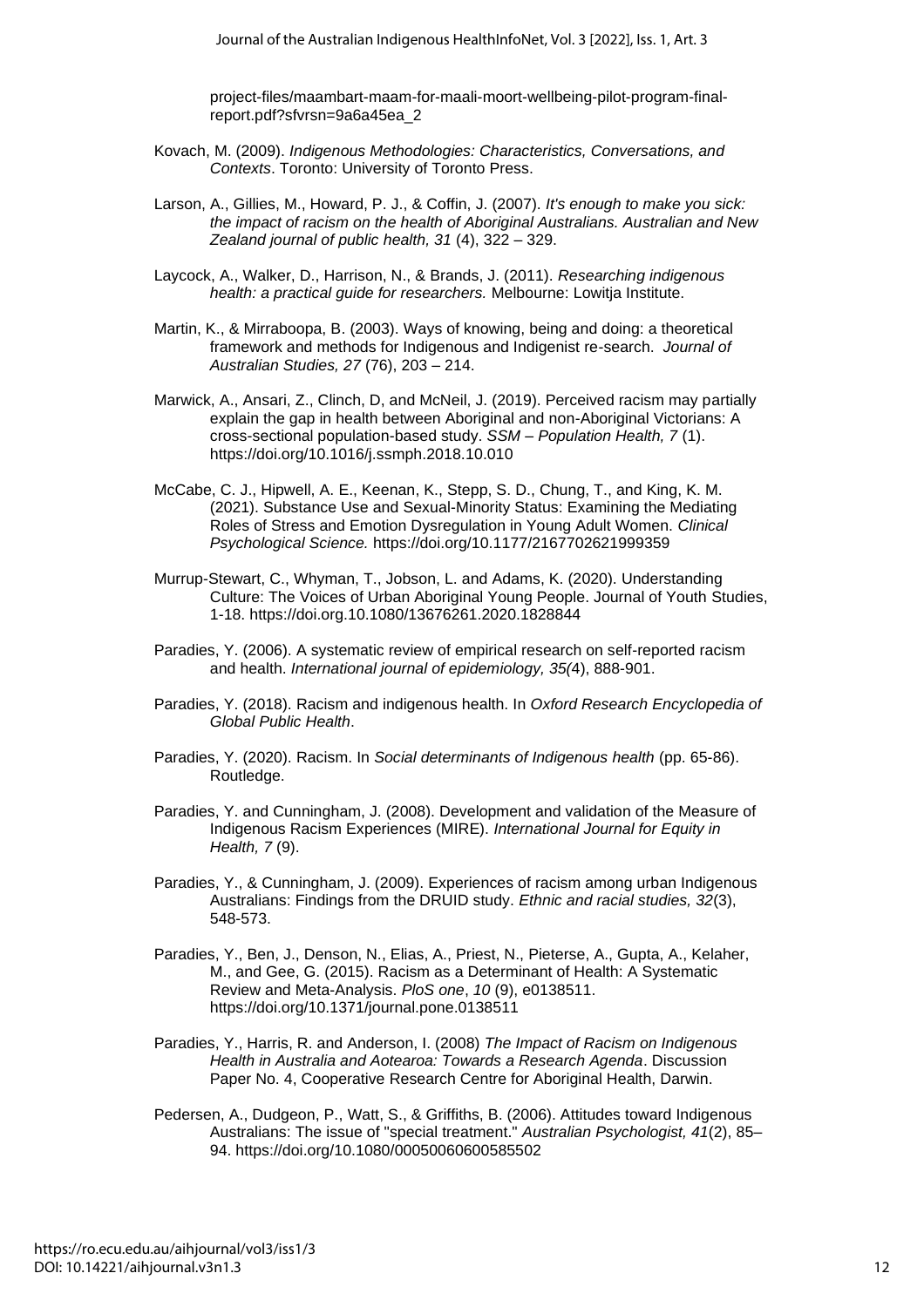project-files/maambart-maam-for-maali-moort-wellbeing-pilot-program-final-report.pdf?sfvrsn=9a6a45ea_2

Kovach, M. (2009). *Indigenous Methodologies: Characteristics, Conversations, and Contexts*. Toronto: University of Toronto Press.

Larson, A., Gillies, M., Howard, P. J., & Coffin, J. (2007). *It's enough to make you sick: the impact of racism on the health of Aboriginal Australians. Australian and New Zealand journal of public health, 31* (4), 322 – 329.

Laycock, A., Walker, D., Harrison, N., & Brands, J. (2011). *Researching indigenous health: a practical guide for researchers.* Melbourne: Lowitja Institute.

Martin, K., & Mirraboopa, B. (2003). Ways of knowing, being and doing: a theoretical framework and methods for Indigenous and Indigenist re-search. *Journal of Australian Studies, 27* (76), 203 – 214.

Marwick, A., Ansari, Z., Clinch, D, and McNeil, J. (2019). Perceived racism may partially explain the gap in health between Aboriginal and non-Aboriginal Victorians: A cross-sectional population-based study. *SSM – Population Health, 7* (1). https://doi.org/10.1016/j.ssmph.2018.10.010

McCabe, C. J., Hipwell, A. E., Keenan, K., Stepp, S. D., Chung, T., and King, K. M. (2021). Substance Use and Sexual-Minority Status: Examining the Mediating Roles of Stress and Emotion Dysregulation in Young Adult Women. *Clinical Psychological Science.* https://doi.org/10.1177/2167702621999359

Murrup-Stewart, C., Whyman, T., Jobson, L. and Adams, K. (2020). Understanding Culture: The Voices of Urban Aboriginal Young People. Journal of Youth Studies, 1-18. https://doi.org.10.1080/13676261.2020.1828844

Paradies, Y. (2006). A systematic review of empirical research on self-reported racism and health. *International journal of epidemiology, 35(*4), 888-901.

Paradies, Y. (2018). Racism and indigenous health. In *Oxford Research Encyclopedia of Global Public Health*.

Paradies, Y. (2020). Racism. In *Social determinants of Indigenous health* (pp. 65-86). Routledge.

Paradies, Y. and Cunningham, J. (2008). Development and validation of the Measure of Indigenous Racism Experiences (MIRE). *International Journal for Equity in Health, 7* (9).

Paradies, Y., & Cunningham, J. (2009). Experiences of racism among urban Indigenous Australians: Findings from the DRUID study. *Ethnic and racial studies, 32*(3), 548-573.

Paradies, Y., Ben, J., Denson, N., Elias, A., Priest, N., Pieterse, A., Gupta, A., Kelaher, M., and Gee, G. (2015). Racism as a Determinant of Health: A Systematic Review and Meta-Analysis. *PloS one*, *10* (9), e0138511. https://doi.org/10.1371/journal.pone.0138511

Paradies, Y., Harris, R. and Anderson, I. (2008) *The Impact of Racism on Indigenous Health in Australia and Aotearoa: Towards a Research Agenda*. Discussion Paper No. 4, Cooperative Research Centre for Aboriginal Health, Darwin.

Pedersen, A., Dudgeon, P., Watt, S., & Griffiths, B. (2006). Attitudes toward Indigenous Australians: The issue of "special treatment." *Australian Psychologist, 41*(2), 85–94. https://doi.org/10.1080/00050060600585502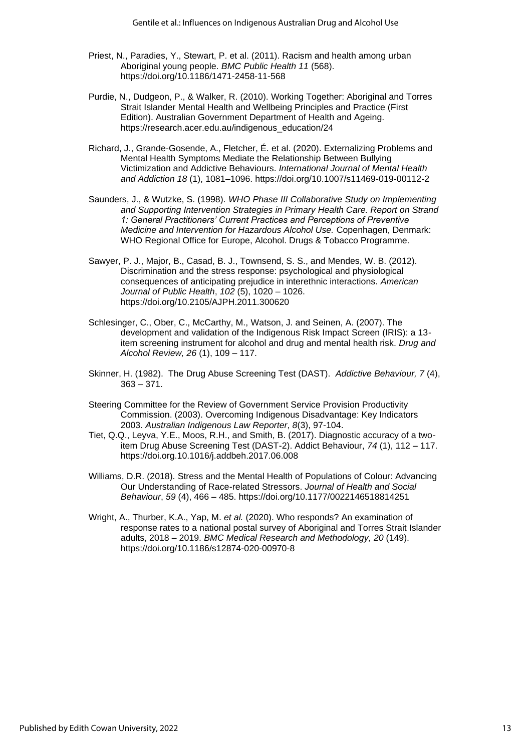Priest, N., Paradies, Y., Stewart, P. et al. (2011). Racism and health among urban Aboriginal young people. *BMC Public Health 11* (568). https://doi.org/10.1186/1471-2458-11-568

Purdie, N., Dudgeon, P., & Walker, R. (2010). Working Together: Aboriginal and Torres Strait Islander Mental Health and Wellbeing Principles and Practice (First Edition). Australian Government Department of Health and Ageing. https://research.acer.edu.au/indigenous_education/24

Richard, J., Grande-Gosende, A., Fletcher, É. et al. (2020). Externalizing Problems and Mental Health Symptoms Mediate the Relationship Between Bullying Victimization and Addictive Behaviours. *International Journal of Mental Health and Addiction 18* (1), 1081–1096. https://doi.org/10.1007/s11469-019-00112-2

Saunders, J., & Wutzke, S. (1998). *WHO Phase III Collaborative Study on Implementing and Supporting Intervention Strategies in Primary Health Care. Report on Strand 1: General Practitioners' Current Practices and Perceptions of Preventive Medicine and Intervention for Hazardous Alcohol Use.* Copenhagen, Denmark: WHO Regional Office for Europe, Alcohol. Drugs & Tobacco Programme.

Sawyer, P. J., Major, B., Casad, B. J., Townsend, S. S., and Mendes, W. B. (2012). Discrimination and the stress response: psychological and physiological consequences of anticipating prejudice in interethnic interactions. *American Journal of Public Health*, *102* (5), 1020 – 1026. https://doi.org/10.2105/AJPH.2011.300620

Schlesinger, C., Ober, C., McCarthy, M., Watson, J. and Seinen, A. (2007). The development and validation of the Indigenous Risk Impact Screen (IRIS): a 13-item screening instrument for alcohol and drug and mental health risk. *Drug and Alcohol Review, 26* (1), 109 – 117.

Skinner, H. (1982). The Drug Abuse Screening Test (DAST). *Addictive Behaviour, 7* (4), 363 – 371.

Steering Committee for the Review of Government Service Provision Productivity Commission. (2003). Overcoming Indigenous Disadvantage: Key Indicators 2003. *Australian Indigenous Law Reporter*, *8*(3), 97-104.

Tiet, Q.Q., Leyva, Y.E., Moos, R.H., and Smith, B. (2017). Diagnostic accuracy of a two-item Drug Abuse Screening Test (DAST-2). Addict Behaviour, *74* (1), 112 – 117. https://doi.org.10.1016/j.addbeh.2017.06.008

Williams, D.R. (2018). Stress and the Mental Health of Populations of Colour: Advancing Our Understanding of Race-related Stressors. *Journal of Health and Social Behaviour*, *59* (4), 466 – 485. https://doi.org/10.1177/0022146518814251

Wright, A., Thurber, K.A., Yap, M. *et al.* (2020). Who responds? An examination of response rates to a national postal survey of Aboriginal and Torres Strait Islander adults, 2018 – 2019. *BMC Medical Research and Methodology, 20* (149). https://doi.org/10.1186/s12874-020-00970-8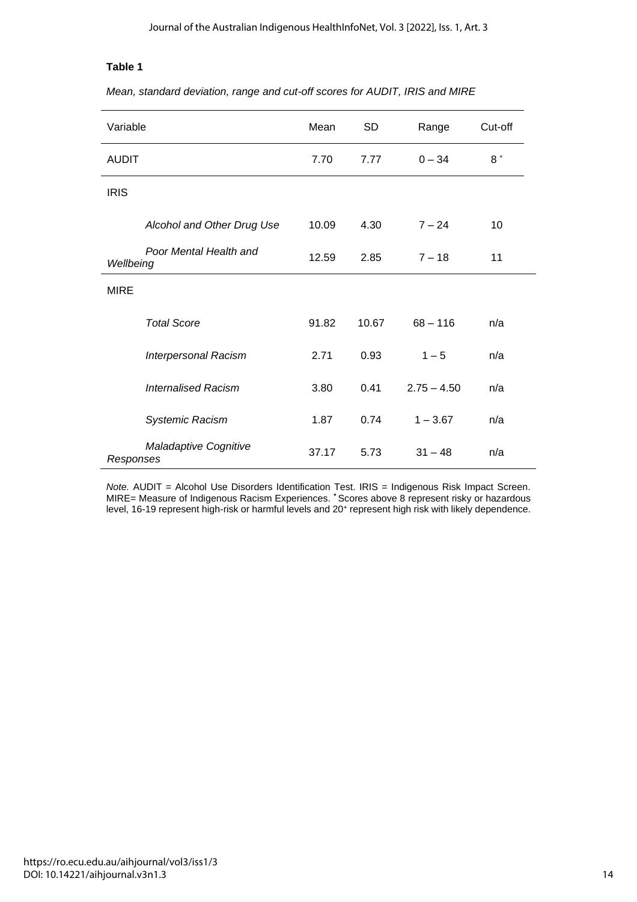**Table 1**

*Mean, standard deviation, range and cut-off scores for AUDIT, IRIS and MIRE*

| Variable | Mean | SD | Range | Cut-off |
|---|---|---|---|---|
| AUDIT | 7.70 | 7.77 | 0 – 34 | 8 * |
| IRIS | | | | |
| *Alcohol and Other Drug Use* | 10.09 | 4.30 | 7 – 24 | 10 |
| *Poor Mental Health and Wellbeing* | 12.59 | 2.85 | 7 – 18 | 11 |
| MIRE | | | | |
| *Total Score* | 91.82 | 10.67 | 68 – 116 | n/a |
| *Interpersonal Racism* | 2.71 | 0.93 | 1 – 5 | n/a |
| *Internalised Racism* | 3.80 | 0.41 | 2.75 – 4.50 | n/a |
| *Systemic Racism* | 1.87 | 0.74 | 1 – 3.67 | n/a |
| *Maladaptive Cognitive Responses* | 37.17 | 5.73 | 31 – 48 | n/a |

*Note.* AUDIT = Alcohol Use Disorders Identification Test. IRIS = Indigenous Risk Impact Screen. MIRE= Measure of Indigenous Racism Experiences. * Scores above 8 represent risky or hazardous level, 16-19 represent high-risk or harmful levels and 20+ represent high risk with likely dependence.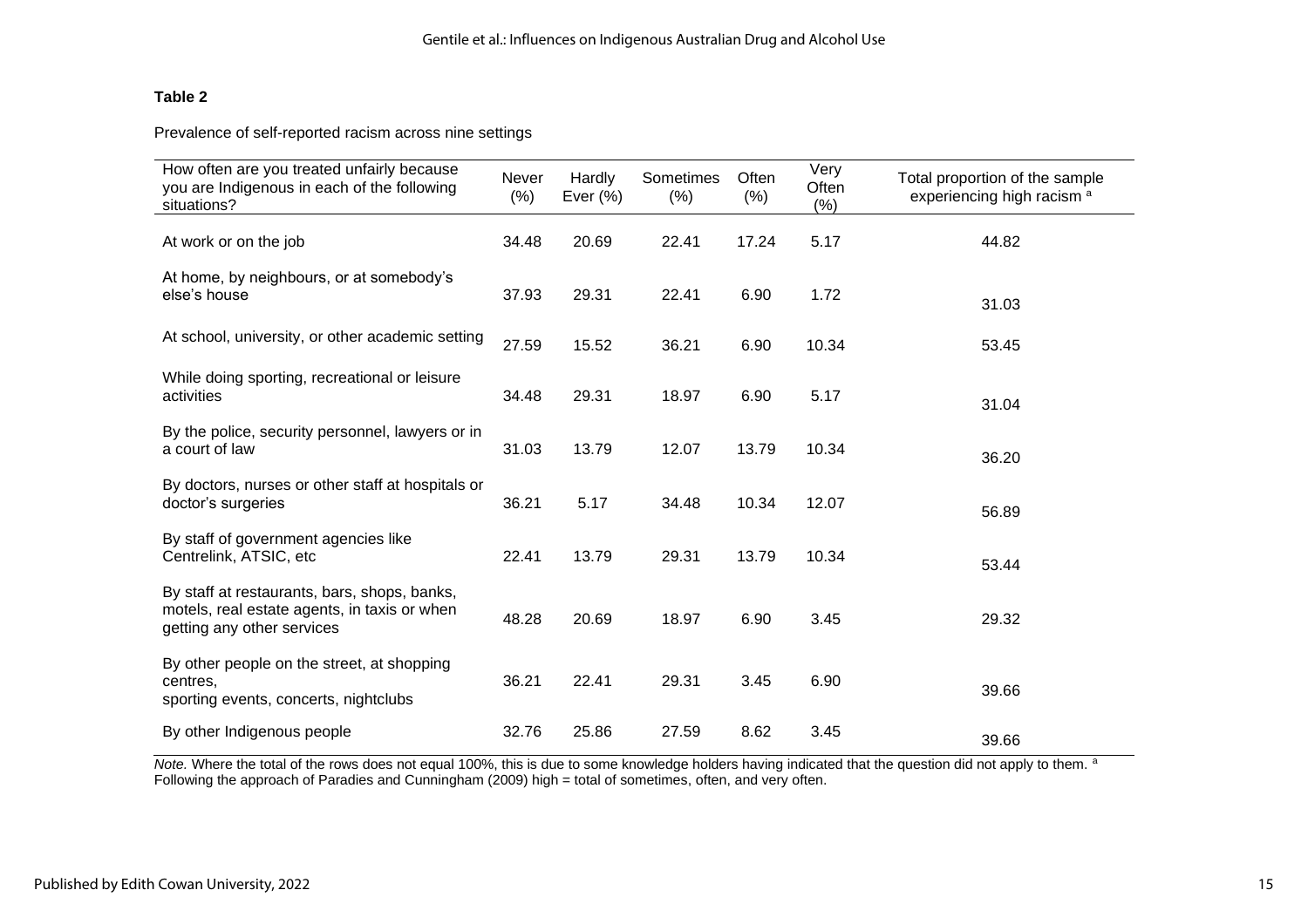**Table 2**

Prevalence of self-reported racism across nine settings

| How often are you treated unfairly because you are Indigenous in each of the following situations? | Never (%) | Hardly Ever (%) | Sometimes (%) | Often (%) | Very Often (%) | Total proportion of the sample experiencing high racism [a] |
|---|---|---|---|---|---|---|
| At work or on the job | 34.48 | 20.69 | 22.41 | 17.24 | 5.17 | 44.82 |
| At home, by neighbours, or at somebody's else's house | 37.93 | 29.31 | 22.41 | 6.90 | 1.72 | 31.03 |
| At school, university, or other academic setting | 27.59 | 15.52 | 36.21 | 6.90 | 10.34 | 53.45 |
| While doing sporting, recreational or leisure activities | 34.48 | 29.31 | 18.97 | 6.90 | 5.17 | 31.04 |
| By the police, security personnel, lawyers or in a court of law | 31.03 | 13.79 | 12.07 | 13.79 | 10.34 | 36.20 |
| By doctors, nurses or other staff at hospitals or doctor's surgeries | 36.21 | 5.17 | 34.48 | 10.34 | 12.07 | 56.89 |
| By staff of government agencies like Centrelink, ATSIC, etc | 22.41 | 13.79 | 29.31 | 13.79 | 10.34 | 53.44 |
| By staff at restaurants, bars, shops, banks, motels, real estate agents, in taxis or when getting any other services | 48.28 | 20.69 | 18.97 | 6.90 | 3.45 | 29.32 |
| By other people on the street, at shopping centres, sporting events, concerts, nightclubs | 36.21 | 22.41 | 29.31 | 3.45 | 6.90 | 39.66 |
| By other Indigenous people | 32.76 | 25.86 | 27.59 | 8.62 | 3.45 | 39.66 |

*Note.* Where the total of the rows does not equal 100%, this is due to some knowledge holders having indicated that the question did not apply to them. [a] Following the approach of Paradies and Cunningham (2009) high = total of sometimes, often, and very often.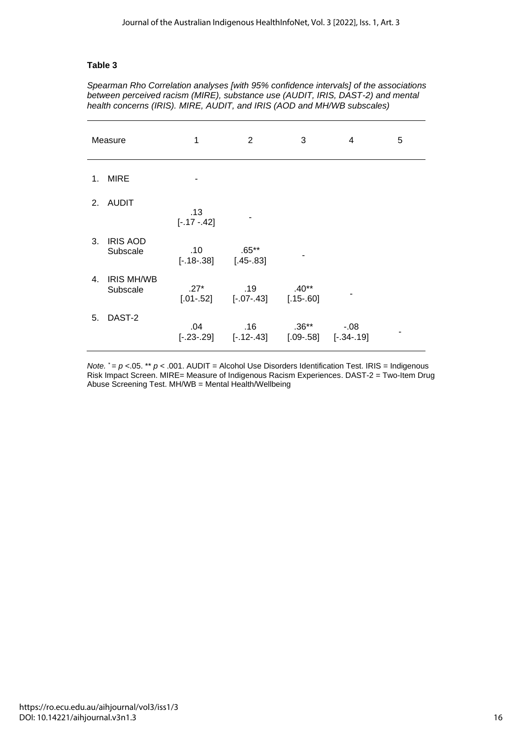**Table 3**

*Spearman Rho Correlation analyses [with 95% confidence intervals] of the associations between perceived racism (MIRE), substance use (AUDIT, IRIS, DAST-2) and mental health concerns (IRIS). MIRE, AUDIT, and IRIS (AOD and MH/WB subscales)*

| Measure | 1 | 2 | 3 | 4 | 5 |
|---|---|---|---|---|---|
| 1. MIRE | - | | | | |
| 2. AUDIT | .13 [-.17 -.42] | - | | | |
| 3. IRIS AOD Subscale | .10 [-.18-.38] | .65** [.45-.83] | - | | |
| 4. IRIS MH/WB Subscale | .27* [.01-.52] | .19 [-.07-.43] | .40** [.15-.60] | - | |
| 5. DAST-2 | .04 [-.23-.29] | .16 [-.12-.43] | .36** [.09-.58] | -.08 [-.34-.19] | - |

*Note.* * = $p$ <.05. ** $p$ < .001. AUDIT = Alcohol Use Disorders Identification Test. IRIS = Indigenous Risk Impact Screen. MIRE= Measure of Indigenous Racism Experiences. DAST-2 = Two-Item Drug Abuse Screening Test. MH/WB = Mental Health/Wellbeing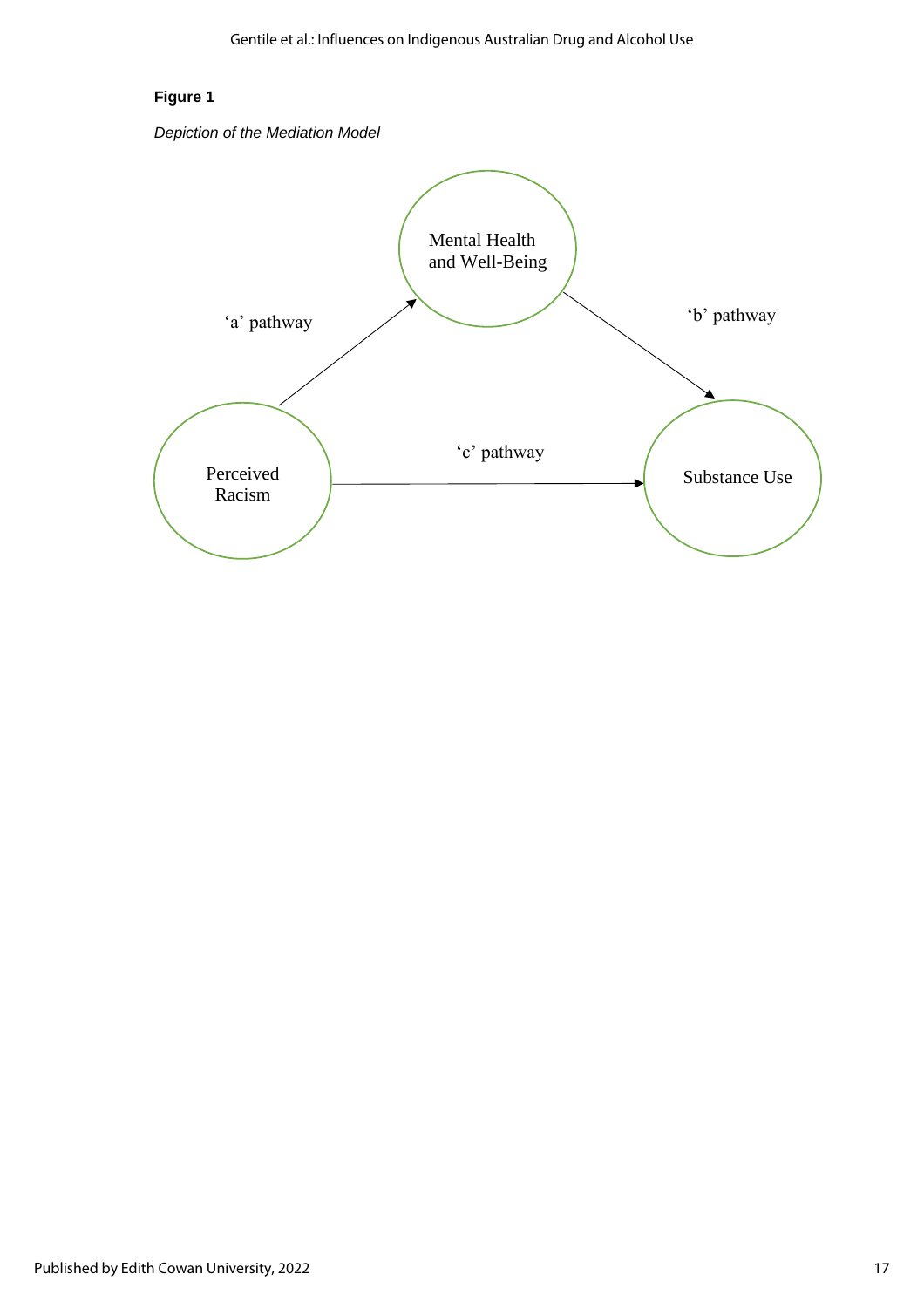**Figure 1**

*Depiction of the Mediation Model*

Mental Health and Well-Being

'a' pathway

'b' pathway

'c' pathway

Perceived Racism

Substance Use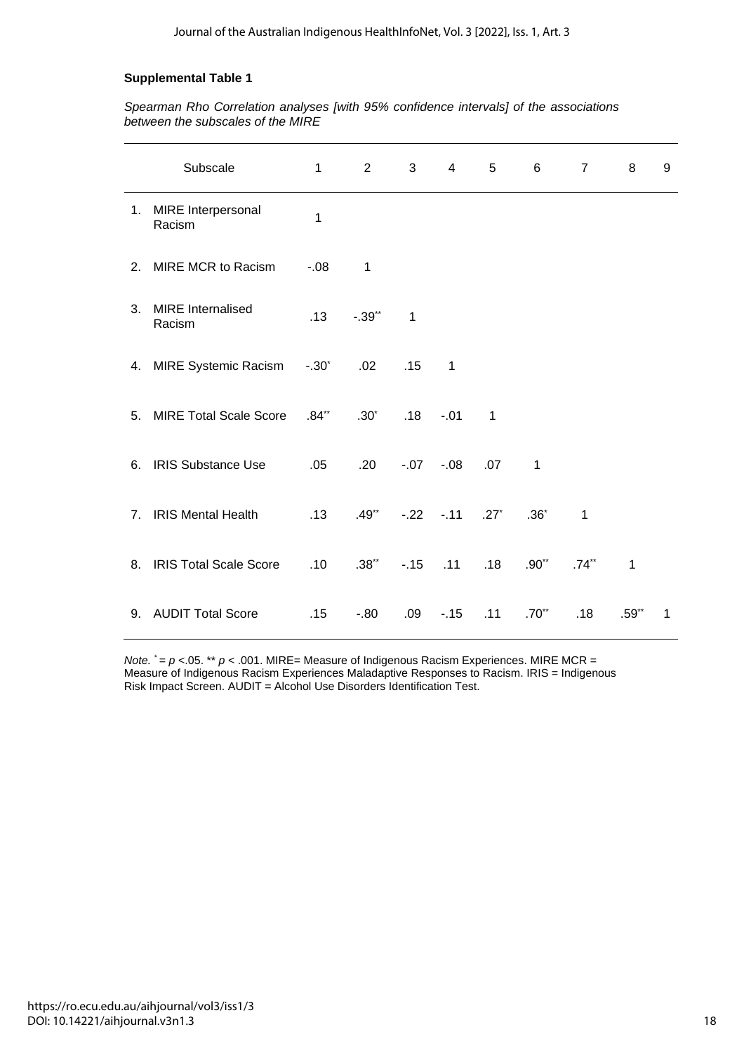**Supplemental Table 1**

*Spearman Rho Correlation analyses [with 95% confidence intervals] of the associations between the subscales of the MIRE*

| Subscale | 1 | 2 | 3 | 4 | 5 | 6 | 7 | 8 | 9 |
|---|---|---|---|---|---|---|---|---|---|
| 1. MIRE Interpersonal Racism | 1 | | | | | | | | |
| 2. MIRE MCR to Racism | -.08 | 1 | | | | | | | |
| 3. MIRE Internalised Racism | .13 | -.39** | 1 | | | | | | |
| 4. MIRE Systemic Racism | -.30* | .02 | .15 | 1 | | | | | |
| 5. MIRE Total Scale Score | .84** | .30* | .18 | -.01 | 1 | | | | |
| 6. IRIS Substance Use | .05 | .20 | -.07 | -.08 | .07 | 1 | | | |
| 7. IRIS Mental Health | .13 | .49** | -.22 | -.11 | .27* | .36* | 1 | | |
| 8. IRIS Total Scale Score | .10 | .38** | -.15 | .11 | .18 | .90** | .74** | 1 | |
| 9. AUDIT Total Score | .15 | -.80 | .09 | -.15 | .11 | .70** | .18 | .59** | 1 |

*Note.* * = $p$ <.05. ** $p$ < .001. MIRE= Measure of Indigenous Racism Experiences. MIRE MCR = Measure of Indigenous Racism Experiences Maladaptive Responses to Racism. IRIS = Indigenous Risk Impact Screen. AUDIT = Alcohol Use Disorders Identification Test.